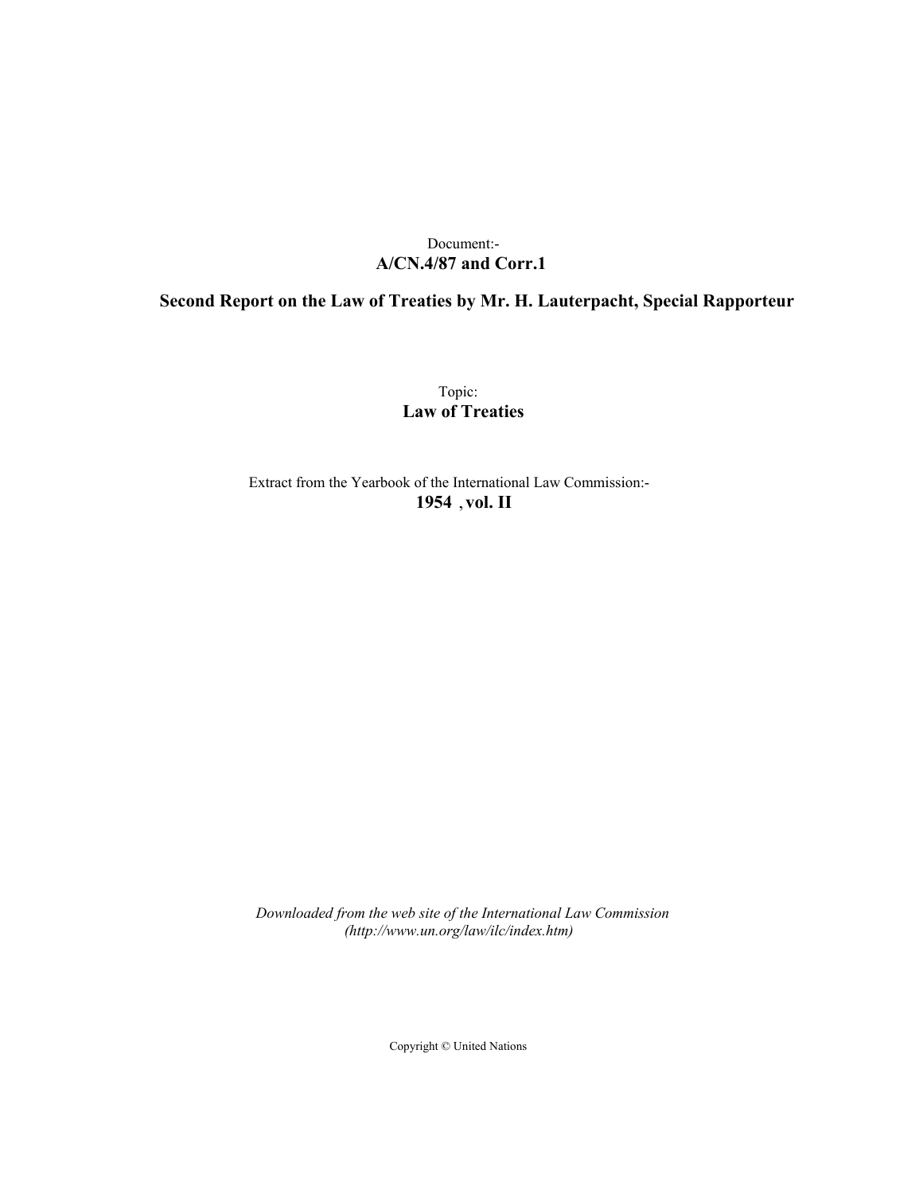Document:-

**A/CN.4/87 and Corr.1**

**Second Report on the Law of Treaties by Mr. H. Lauterpacht, Special Rapporteur**

Topic:

**Law of Treaties**

Extract from the Yearbook of the International Law Commission:-

**1954 , vol. II**

*Downloaded from the web site of the International Law Commission (http://www.un.org/law/ilc/index.htm)*

Copyright © United Nations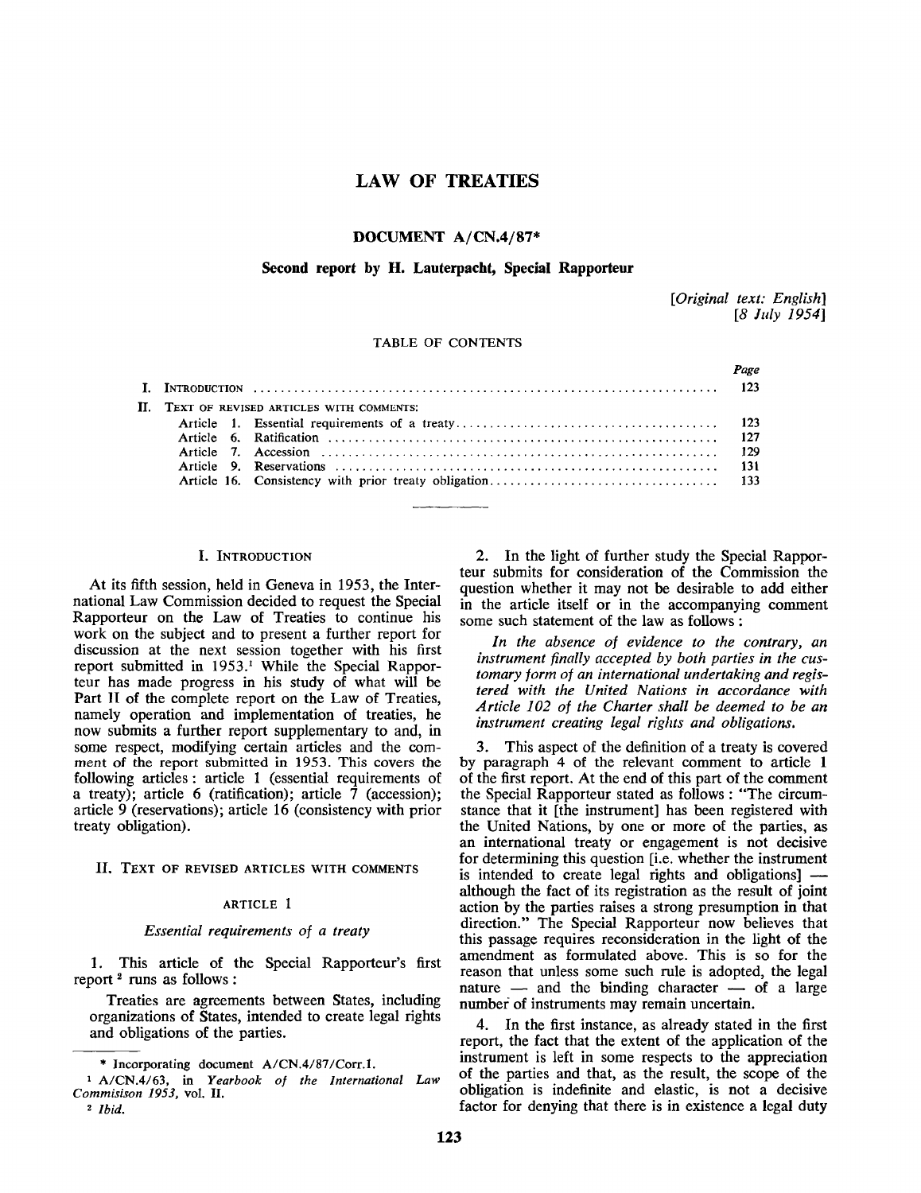# LAW OF TREATIES

## DOCUMENT A/CN.4/87*

### Second report by H. Lauterpacht, Special Rapporteur

*[Original text: English]*
*[8 July 1954]*

TABLE OF CONTENTS

| | | Page |
|---|---|---|
| I. | Introduction | 123 |
| II. | Text of revised articles with comments: | |
| | Article 1. Essential requirements of a treaty | 123 |
| | Article 6. Ratification | 127 |
| | Article 7. Accession | 129 |
| | Article 9. Reservations | 131 |
| | Article 16. Consistency with prior treaty obligation | 133 |

## I. Introduction

At its fifth session, held in Geneva in 1953, the International Law Commission decided to request the Special Rapporteur on the Law of Treaties to continue his work on the subject and to present a further report for discussion at the next session together with his first report submitted in 1953.[1] While the Special Rapporteur has made progress in his study of what will be Part II of the complete report on the Law of Treaties, namely operation and implementation of treaties, he now submits a further report supplementary to and, in some respect, modifying certain articles and the comment of the report submitted in 1953. This covers the following articles: article 1 (essential requirements of a treaty); article 6 (ratification); article 7 (accession); article 9 (reservations); article 16 (consistency with prior treaty obligation).

## II. Text of revised articles with comments

### Article 1

#### *Essential requirements of a treaty*

1. This article of the Special Rapporteur's first report [2] runs as follows:

Treaties are agreements between States, including organizations of States, intended to create legal rights and obligations of the parties.

2. In the light of further study the Special Rapporteur submits for consideration of the Commission the question whether it may not be desirable to add either in the article itself or in the accompanying comment some such statement of the law as follows:

*In the absence of evidence to the contrary, an instrument finally accepted by both parties in the customary form of an international undertaking and registered with the United Nations in accordance with Article 102 of the Charter shall be deemed to be an instrument creating legal rights and obligations.*

3. This aspect of the definition of a treaty is covered by paragraph 4 of the relevant comment to article 1 of the first report. At the end of this part of the comment the Special Rapporteur stated as follows: "The circumstance that it [the instrument] has been registered with the United Nations, by one or more of the parties, as an international treaty or engagement is not decisive for determining this question [i.e. whether the instrument is intended to create legal rights and obligations] — although the fact of its registration as the result of joint action by the parties raises a strong presumption in that direction." The Special Rapporteur now believes that this passage requires reconsideration in the light of the amendment as formulated above. This is so for the reason that unless some such rule is adopted, the legal nature — and the binding character — of a large number of instruments may remain uncertain.

4. In the first instance, as already stated in the first report, the fact that the extent of the application of the instrument is left in some respects to the appreciation of the parties and that, as the result, the scope of the obligation is indefinite and elastic, is not a decisive factor for denying that there is in existence a legal duty

---

\* Incorporating document A/CN.4/87/Corr.1.

[1] A/CN.4/63, in *Yearbook of the International Law Commisison 1953*, vol. II.

[2] *Ibid.*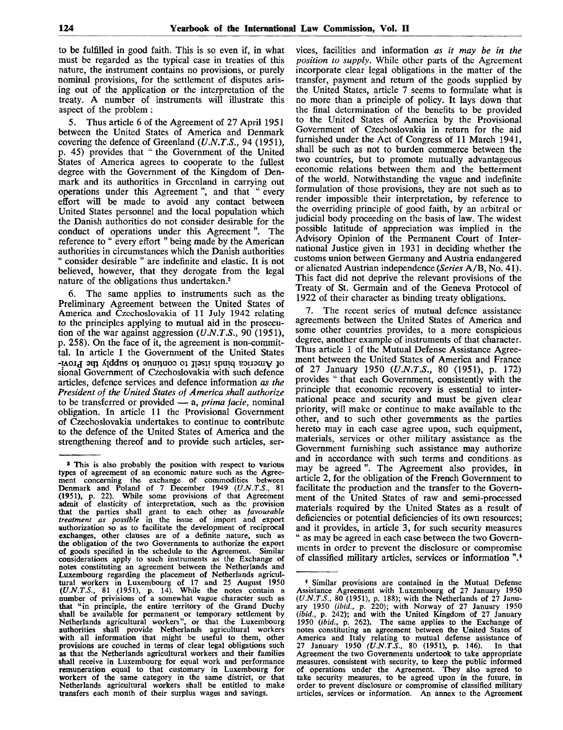to be fulfilled in good faith. This is so even if, in what must be regarded as the typical case in treaties of this nature, the instrument contains no provisions, or purely nominal provisions, for the settlement of disputes arising out of the application or the interpretation of the treaty. A number of instruments will illustrate this aspect of the problem :

5. Thus article 6 of the Agreement of 27 April 1951 between the United States of America and Denmark covering the defence of Greenland (*U.N.T.S.*, 94 (1951), p. 45) provides that " the Government of the United States of America agrees to cooperate to the fullest degree with the Government of the Kingdom of Denmark and its authorities in Greenland in carrying out operations under this Agreement ", and that " every effort will be made to avoid any contact between United States personnel and the local population which the Danish authorities do not consider desirable for the conduct of operations under this Agreement ". The reference to " every effort " being made by the American authorities in circumstances which the Danish authorities " consider desirable " are indefinite and elastic. It is not believed, however, that they derogate from the legal nature of the obligations thus undertaken.[3]

6. The same applies to instruments such as the Preliminary Agreement between the United States of America and Czechoslovakia of 11 July 1942 relating to the principles applying to mutual aid in the prosecution of the war against aggression (*U.N.T.S.*, 90 (1951), p. 258). On the face of it, the agreement is non-committal. In article I the Government of the United States of America binds itself to continue to supply the Provisional Government of Czechoslovakia with such defence articles, defence services and defence information *as the President of the United States of America shall authorize* to be transferred or provided — a, *prima facie*, nominal obligation. In article 11 the Provisional Government of Czechoslovakia undertakes to continue to contribute to the defence of the United States of America and the strengthening thereof and to provide such articles, services, facilities and information *as it may be in the position to supply*. While other parts of the Agreement incorporate clear legal obligations in the matter of the transfer, payment and return of the goods supplied by the United States, article 7 seems to formulate what is no more than a principle of policy. It lays down that the final determination of the benefits to be provided to the United States of America by the Provisional Government of Czechoslovakia in return for the aid furnished under the Act of Congress of 11 March 1941, shall be such as not to burden commerce between the two countries, but to promote mutually advantageous economic relations between them and the betterment of the world. Notwithstanding the vague and indefinite formulation of those provisions, they are not such as to render impossible their interpretation, by reference to the overriding principle of good faith, by an arbitral or judicial body proceeding on the basis of law. The widest possible latitude of appreciation was implied in the Advisory Opinion of the Permanent Court of International Justice given in 1931 in deciding whether the customs union between Germany and Austria endangered or alienated Austrian independence (*Series* A/B, No. 41). This fact did not deprive the relevant provisions of the Treaty of St. Germain and of the Geneva Protocol of 1922 of their character as binding treaty obligations.

7. The recent series of mutual defence assistance agreements between the United States of America and some other countries provides, to a more conspicious degree, another example of instruments of that character. Thus article 1 of the Mutual Defense Assistance Agreement between the United States of America and France of 27 January 1950 (*U.N.T.S.*, 80 (1951), p. 172) provides " that each Government, consistently with the principle that economic recovery is essential to international peace and security and must be given clear priority, will make or continue to make available to the other, and to such other governments as the parties hereto may in each case agree upon, such equipment, materials, services or other military assistance as the Government furnishing such assistance may authorize and in accordance with such terms and conditions as may be agreed ". The Agreement also provides, in article 2, for the obligation of the French Government to facilitate the production and the transfer to the Government of the United States of raw and semi-processed materials required by the United States as a result of deficiencies or potential deficiencies of its own resources; and it provides, in article 3, for such security measures " as may be agreed in each case between the two Governments in order to prevent the disclosure or compromise of classified military articles, services or information ".[4]

---

[3] This is also probably the position with respect to various types of agreement of an economic nature such as the Agreement concerning the exchange of commodities between Denmark and Poland of 7 December 1949 (*U.N.T.S.*, 81 (1951), p. 22). While some provisions of that Agreement admit of elasticity of interpretation, such as the provision that the parties shall grant to each other as *favourable treatment as possible* in the issue of import and export authorization so as to facilitate the development of reciprocal exchanges, other clauses are of a definite nature, such as the obligation of the two Governments to authorize the export of goods specified in the schedule to the Agreement. Similar considerations apply to such instruments as the Exchange of notes constituting an agreement between the Netherlands and Luxembourg regarding the placement of Netherlands agricultural workers in Luxembourg of 17 and 25 August 1950 (*U.N.T.S.*, 81 (1951), p. 14). While the notes contain a number of privisions of a somewhat vague character such as that "in principle, the entire territory of the Grand Duchy shall be available for permanent or temporary settlement by Netherlands agricultural workers", or that the Luxembourg authorities shall provide Netherlands agricultural workers with all information that might be useful to them, other provisions are couched in terms of clear legal obligations such as that the Netherlands agricultural workers and their families shall receive in Luxembourg for equal work and performance remuneration equal to that customary in Luxembourg for workers of the same category in the same district, or that Netherlands agricultural workers shall be entitled to make transfers each month of their surplus wages and savings.

[4] Similar provisions are contained in the Mutual Defense Assistance Agreement with Luxembourg of 27 January 1950 (*U.N.T.S.*, 80 (1951), p. 188); with the Netherlands of 27 January 1950 (*ibid.*, p. 220); with Norway of 27 January 1950 (*ibid.*, p. 242); and with the United Kingdom of 27 January 1950 (*ibid.*, p. 262). The same applies to the Exchange of notes constituting an agreement between the United States of America and Italy relating to mutual defense assistance of 27 January 1950 (*U.N.T.S.*, 80 (1951), p. 146). In that Agreement the two Governments undertook to take appropriate measures, consistent with security, to keep the public informed of operations under the Agreement. They also agreed to take security measures, to be agreed upon in the future, in order to prevent disclosure or compromise of classified military articles, services or information. An annex to the Agreement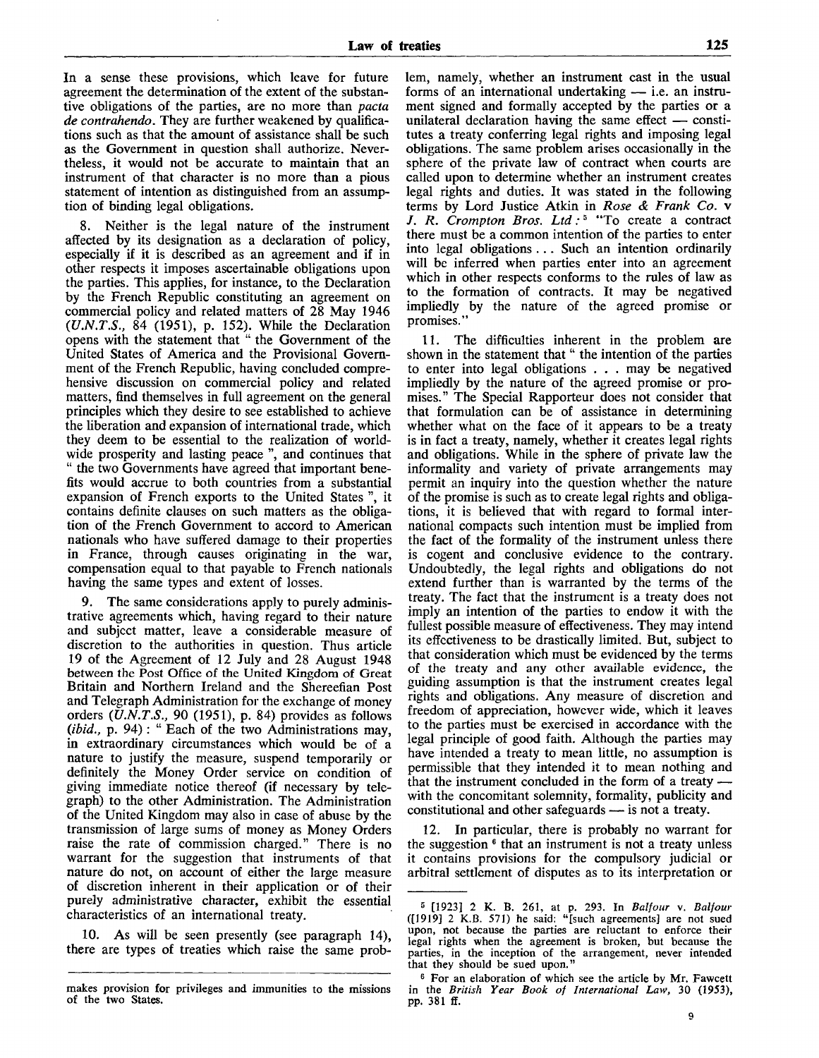In a sense these provisions, which leave for future agreement the determination of the extent of the substantive obligations of the parties, are no more than *pacta de contrahendo*. They are further weakened by qualifications such as that the amount of assistance shall be such as the Government in question shall authorize. Nevertheless, it would not be accurate to maintain that an instrument of that character is no more than a pious statement of intention as distinguished from an assumption of binding legal obligations.

8. Neither is the legal nature of the instrument affected by its designation as a declaration of policy, especially if it is described as an agreement and if in other respects it imposes ascertainable obligations upon the parties. This applies, for instance, to the Declaration by the French Republic constituting an agreement on commercial policy and related matters of 28 May 1946 (*U.N.T.S.*, 84 (1951), p. 152). While the Declaration opens with the statement that " the Government of the United States of America and the Provisional Government of the French Republic, having concluded comprehensive discussion on commercial policy and related matters, find themselves in full agreement on the general principles which they desire to see established to achieve the liberation and expansion of international trade, which they deem to be essential to the realization of worldwide prosperity and lasting peace ", and continues that " the two Governments have agreed that important benefits would accrue to both countries from a substantial expansion of French exports to the United States ", it contains definite clauses on such matters as the obligation of the French Government to accord to American nationals who have suffered damage to their properties in France, through causes originating in the war, compensation equal to that payable to French nationals having the same types and extent of losses.

9. The same considerations apply to purely administrative agreements which, having regard to their nature and subject matter, leave a considerable measure of discretion to the authorities in question. Thus article 19 of the Agreement of 12 July and 28 August 1948 between the Post Office of the United Kingdom of Great Britain and Northern Ireland and the Shereefian Post and Telegraph Administration for the exchange of money orders (*U.N.T.S.*, 90 (1951), p. 84) provides as follows (*ibid.*, p. 94) : " Each of the two Administrations may, in extraordinary circumstances which would be of a nature to justify the measure, suspend temporarily or definitely the Money Order service on condition of giving immediate notice thereof (if necessary by telegraph) to the other Administration. The Administration of the United Kingdom may also in case of abuse by the transmission of large sums of money as Money Orders raise the rate of commission charged." There is no warrant for the suggestion that instruments of that nature do not, on account of either the large measure of discretion inherent in their application or of their purely administrative character, exhibit the essential characteristics of an international treaty.

10. As will be seen presently (see paragraph 14), there are types of treaties which raise the same problem, namely, whether an instrument cast in the usual forms of an international undertaking — i.e. an instrument signed and formally accepted by the parties or a unilateral declaration having the same effect — constitutes a treaty conferring legal rights and imposing legal obligations. The same problem arises occasionally in the sphere of the private law of contract when courts are called upon to determine whether an instrument creates legal rights and duties. It was stated in the following terms by Lord Justice Atkin in *Rose & Frank Co.* v *J. R. Crompton Bros. Ltd* :[5] "To create a contract there must be a common intention of the parties to enter into legal obligations ... Such an intention ordinarily will be inferred when parties enter into an agreement which in other respects conforms to the rules of law as to the formation of contracts. It may be negatived impliedly by the nature of the agreed promise or promises."

11. The difficulties inherent in the problem are shown in the statement that " the intention of the parties to enter into legal obligations . . . may be negatived impliedly by the nature of the agreed promise or promises." The Special Rapporteur does not consider that that formulation can be of assistance in determining whether what on the face of it appears to be a treaty is in fact a treaty, namely, whether it creates legal rights and obligations. While in the sphere of private law the informality and variety of private arrangements may permit an inquiry into the question whether the nature of the promise is such as to create legal rights and obligations, it is believed that with regard to formal international compacts such intention must be implied from the fact of the formality of the instrument unless there is cogent and conclusive evidence to the contrary. Undoubtedly, the legal rights and obligations do not extend further than is warranted by the terms of the treaty. The fact that the instrument is a treaty does not imply an intention of the parties to endow it with the fullest possible measure of effectiveness. They may intend its effectiveness to be drastically limited. But, subject to that consideration which must be evidenced by the terms of the treaty and any other available evidence, the guiding assumption is that the instrument creates legal rights and obligations. Any measure of discretion and freedom of appreciation, however wide, which it leaves to the parties must be exercised in accordance with the legal principle of good faith. Although the parties may have intended a treaty to mean little, no assumption is permissible that they intended it to mean nothing and that the instrument concluded in the form of a treaty — with the concomitant solemnity, formality, publicity and constitutional and other safeguards — is not a treaty.

12. In particular, there is probably no warrant for the suggestion[6] that an instrument is not a treaty unless it contains provisions for the compulsory judicial or arbitral settlement of disputes as to its interpretation or

---

makes provision for privileges and immunities to the missions of the two States.

[5] [1923] 2 K. B. 261, at p. 293. In *Balfour* v. *Balfour* ([1919] 2 K.B. 571) he said: "[such agreements] are not sued upon, not because the parties are reluctant to enforce their legal rights when the agreement is broken, but because the parties, in the inception of the arrangement, never intended that they should be sued upon."

[6] For an elaboration of which see the article by Mr. Fawcett in the *British Year Book of International Law*, 30 (1953), pp. 381 ff.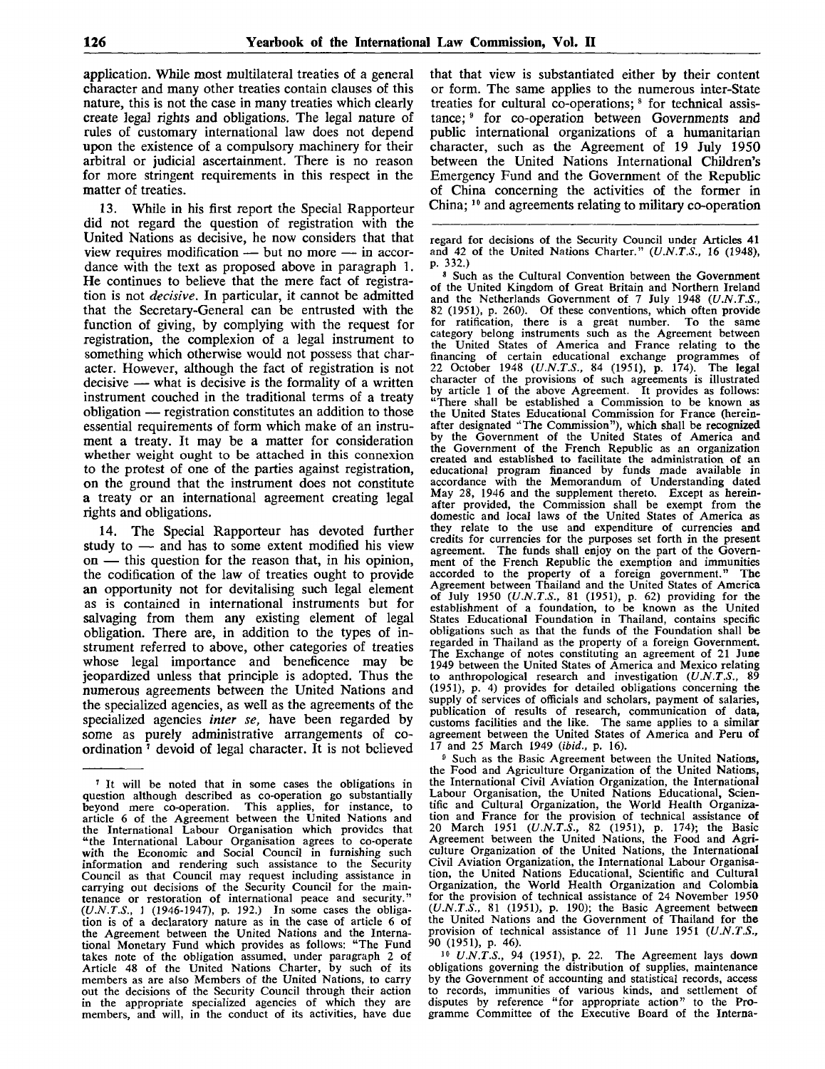application. While most multilateral treaties of a general character and many other treaties contain clauses of this nature, this is not the case in many treaties which clearly create legal rights and obligations. The legal nature of rules of customary international law does not depend upon the existence of a compulsory machinery for their arbitral or judicial ascertainment. There is no reason for more stringent requirements in this respect in the matter of treaties.

13. While in his first report the Special Rapporteur did not regard the question of registration with the United Nations as decisive, he now considers that that view requires modification — but no more — in accordance with the text as proposed above in paragraph 1. He continues to believe that the mere fact of registration is not *decisive*. In particular, it cannot be admitted that the Secretary-General can be entrusted with the function of giving, by complying with the request for registration, the complexion of a legal instrument to something which otherwise would not possess that character. However, although the fact of registration is not decisive — what is decisive is the formality of a written instrument couched in the traditional terms of a treaty obligation — registration constitutes an addition to those essential requirements of form which make of an instrument a treaty. It may be a matter for consideration whether weight ought to be attached in this connexion to the protest of one of the parties against registration, on the ground that the instrument does not constitute a treaty or an international agreement creating legal rights and obligations.

14. The Special Rapporteur has devoted further study to — and has to some extent modified his view on — this question for the reason that, in his opinion, the codification of the law of treaties ought to provide an opportunity not for devitalising such legal element as is contained in international instruments but for salvaging from them any existing element of legal obligation. There are, in addition to the types of instrument referred to above, other categories of treaties whose legal importance and beneficence may be jeopardized unless that principle is adopted. Thus the numerous agreements between the United Nations and the specialized agencies, as well as the agreements of the specialized agencies *inter se,* have been regarded by some as purely administrative arrangements of co-ordination [7] devoid of legal character. It is not believed that that view is substantiated either by their content or form. The same applies to the numerous inter-State treaties for cultural co-operations; [8] for technical assistance; [9] for co-operation between Governments and public international organizations of a humanitarian character, such as the Agreement of 19 July 1950 between the United Nations International Children's Emergency Fund and the Government of the Republic of China concerning the activities of the former in China; [10] and agreements relating to military co-operation

---

[7] It will be noted that in some cases the obligations in question although described as co-operation go substantially beyond mere co-operation. This applies, for instance, to article 6 of the Agreement between the United Nations and the International Labour Organisation which provides that "the International Labour Organisation agrees to co-operate with the Economic and Social Council in furnishing such information and rendering such assistance to the Security Council as that Council may request including assistance in carrying out decisions of the Security Council for the maintenance or restoration of international peace and security." (*U.N.T.S.,* 1 (1946-1947), p. 192.) In some cases the obligation is of a declaratory nature as in the case of article 6 of the Agreement between the United Nations and the International Monetary Fund which provides as follows: "The Fund takes note of the obligation assumed, under paragraph 2 of Article 48 of the United Nations Charter, by such of its members as are also Members of the United Nations, to carry out the decisions of the Security Council through their action in the appropriate specialized agencies of which they are members, and will, in the conduct of its activities, have due regard for decisions of the Security Council under Articles 41 and 42 of the United Nations Charter." (*U.N.T.S.,* 16 (1948), p. 332.)

[8] Such as the Cultural Convention between the Government of the United Kingdom of Great Britain and Northern Ireland and the Netherlands Government of 7 July 1948 (*U.N.T.S.,* 82 (1951), p. 260). Of these conventions, which often provide for ratification, there is a great number. To the same category belong instruments such as the Agreement between the United States of America and France relating to the financing of certain educational exchange programmes of 22 October 1948 (*U.N.T.S.,* 84 (1951), p. 174). The legal character of the provisions of such agreements is illustrated by article 1 of the above Agreement. It provides as follows: "There shall be established a Commission to be known as the United States Educational Commission for France (hereinafter designated "The Commission"), which shall be recognized by the Government of the United States of America and the Government of the French Republic as an organization created and established to facilitate the administration of an educational program financed by funds made available in accordance with the Memorandum of Understanding dated May 28, 1946 and the supplement thereto. Except as hereinafter provided, the Commission shall be exempt from the domestic and local laws of the United States of America as they relate to the use and expenditure of currencies and credits for currencies for the purposes set forth in the present agreement. The funds shall enjoy on the part of the Government of the French Republic the exemption and immunities accorded to the property of a foreign government." The Agreement between Thailand and the United States of America of July 1950 (*U.N.T.S.,* 81 (1951), p. 62) providing for the establishment of a foundation, to be known as the United States Educational Foundation in Thailand, contains specific obligations such as that the funds of the Foundation shall be regarded in Thailand as the property of a foreign Government. The Exchange of notes constituting an agreement of 21 June 1949 between the United States of America and Mexico relating to anthropological research and investigation (*U.N.T.S.,* 89 (1951), p. 4) provides for detailed obligations concerning the supply of services of officials and scholars, payment of salaries, publication of results of research, communication of data, customs facilities and the like. The same applies to a similar agreement between the United States of America and Peru of 17 and 25 March 1949 (*ibid.,* p. 16).

[9] Such as the Basic Agreement between the United Nations, the Food and Agriculture Organization of the United Nations, the International Civil Aviation Organization, the International Labour Organisation, the United Nations Educational, Scientific and Cultural Organization, the World Health Organization and France for the provision of technical assistance of 20 March 1951 (*U.N.T.S.,* 82 (1951), p. 174); the Basic Agreement between the United Nations, the Food and Agriculture Organization of the United Nations, the International Civil Aviation Organization, the International Labour Organisation, the United Nations Educational, Scientific and Cultural Organization, the World Health Organization and Colombia for the provision of technical assistance of 24 November 1950 (*U.N.T.S.,* 81 (1951), p. 190); the Basic Agreement between the United Nations and the Government of Thailand for the provision of technical assistance of 11 June 1951 (*U.N.T.S.,* 90 (1951), p. 46).

[10] *U.N.T.S.,* 94 (1951), p. 22. The Agreement lays down obligations governing the distribution of supplies, maintenance by the Government of accounting and statistical records, access to records, immunities of various kinds, and settlement of disputes by reference "for appropriate action" to the Programme Committee of the Executive Board of the Interna-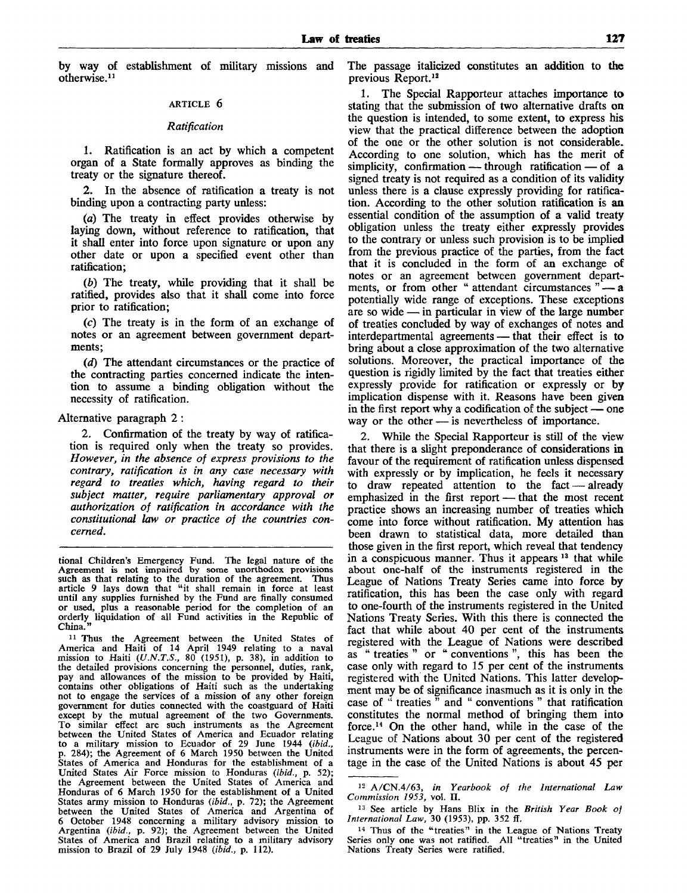by way of establishment of military missions and otherwise.[11]

### ARTICLE 6

*Ratification*

1. Ratification is an act by which a competent organ of a State formally approves as binding the treaty or the signature thereof.

2. In the absence of ratification a treaty is not binding upon a contracting party unless:

(*a*) The treaty in effect provides otherwise by laying down, without reference to ratification, that it shall enter into force upon signature or upon any other date or upon a specified event other than ratification;

(*b*) The treaty, while providing that it shall be ratified, provides also that it shall come into force prior to ratification;

(*c*) The treaty is in the form of an exchange of notes or an agreement between government departments;

(*d*) The attendant circumstances or the practice of the contracting parties concerned indicate the intention to assume a binding obligation without the necessity of ratification.

Alternative paragraph 2:

2. Confirmation of the treaty by way of ratification is required only when the treaty so provides. *However, in the absence of express provisions to the contrary, ratification is in any case necessary with regard to treaties which, having regard to their subject matter, require parliamentary approval or authorization of ratification in accordance with the constitutional law or practice of the countries concerned.*

The passage italicized constitutes an addition to the previous Report.[12]

1. The Special Rapporteur attaches importance to stating that the submission of two alternative drafts on the question is intended, to some extent, to express his view that the practical difference between the adoption of the one or the other solution is not considerable. According to one solution, which has the merit of simplicity, confirmation — through ratification — of a signed treaty is not required as a condition of its validity unless there is a clause expressly providing for ratification. According to the other solution ratification is an essential condition of the assumption of a valid treaty obligation unless the treaty either expressly provides to the contrary or unless such provision is to be implied from the previous practice of the parties, from the fact that it is concluded in the form of an exchange of notes or an agreement between government departments, or from other " attendant circumstances " — a potentially wide range of exceptions. These exceptions are so wide — in particular in view of the large number of treaties concluded by way of exchanges of notes and interdepartmental agreements — that their effect is to bring about a close approximation of the two alternative solutions. Moreover, the practical importance of the question is rigidly limited by the fact that treaties either expressly provide for ratification or expressly or by implication dispense with it. Reasons have been given in the first report why a codification of the subject — one way or the other — is nevertheless of importance.

2. While the Special Rapporteur is still of the view that there is a slight preponderance of considerations in favour of the requirement of ratification unless dispensed with expressly or by implication, he feels it necessary to draw repeated attention to the fact — already emphasized in the first report — that the most recent practice shows an increasing number of treaties which come into force without ratification. My attention has been drawn to statistical data, more detailed than those given in the first report, which reveal that tendency in a conspicuous manner. Thus it appears [13] that while about one-half of the instruments registered in the League of Nations Treaty Series came into force by ratification, this has been the case only with regard to one-fourth of the instruments registered in the United Nations Treaty Series. With this there is connected the fact that while about 40 per cent of the instruments registered with the League of Nations were described as " treaties " or " conventions ", this has been the case only with regard to 15 per cent of the instruments registered with the United Nations. This latter development may be of significance inasmuch as it is only in the case of " treaties " and " conventions " that ratification constitutes the normal method of bringing them into force.[14] On the other hand, while in the case of the League of Nations about 30 per cent of the registered instruments were in the form of agreements, the percentage in the case of the United Nations is about 45 per

---

tional Children's Emergency Fund. The legal nature of the Agreement is not impaired by some unorthodox provisions such as that relating to the duration of the agreement. Thus article 9 lays down that "it shall remain in force at least until any supplies furnished by the Fund are finally consumed or used, plus a reasonable period for the completion of an orderly liquidation of all Fund activities in the Republic of China."

[11] Thus the Agreement between the United States of America and Haiti of 14 April 1949 relating to a naval mission to Haiti (*U.N.T.S.*, 80 (1951), p. 38), in addition to the detailed provisions concerning the personnel, duties, rank, pay and allowances of the mission to be provided by Haiti, contains other obligations of Haiti such as the undertaking not to engage the services of a mission of any other foreign government for duties connected with the coastguard of Haiti except by the mutual agreement of the two Governments. To similar effect are such instruments as the Agreement between the United States of America and Ecuador relating to a military mission to Ecuador of 29 June 1944 (*ibid.*, p. 284); the Agreement of 6 March 1950 between the United States of America and Honduras for the establishment of a United States Air Force mission to Honduras (*ibid.*, p. 52); the Agreement between the United States of America and Honduras of 6 March 1950 for the establishment of a United States army mission to Honduras (*ibid.*, p. 72); the Agreement between the United States of America and Argentina of 6 October 1948 concerning a military advisory mission to Argentina (*ibid.*, p. 92); the Agreement between the United States of America and Brazil relating to a military advisory mission to Brazil of 29 July 1948 (*ibid.*, p. 112).

[12] A/CN.4/63, *in Yearbook of the International Law Commission 1953*, vol. II.

[13] See article by Hans Blix in the *British Year Book of International Law*, 30 (1953), pp. 352 ff.

[14] Thus of the "treaties" in the League of Nations Treaty Series only one was not ratified. All "treaties" in the United Nations Treaty Series were ratified.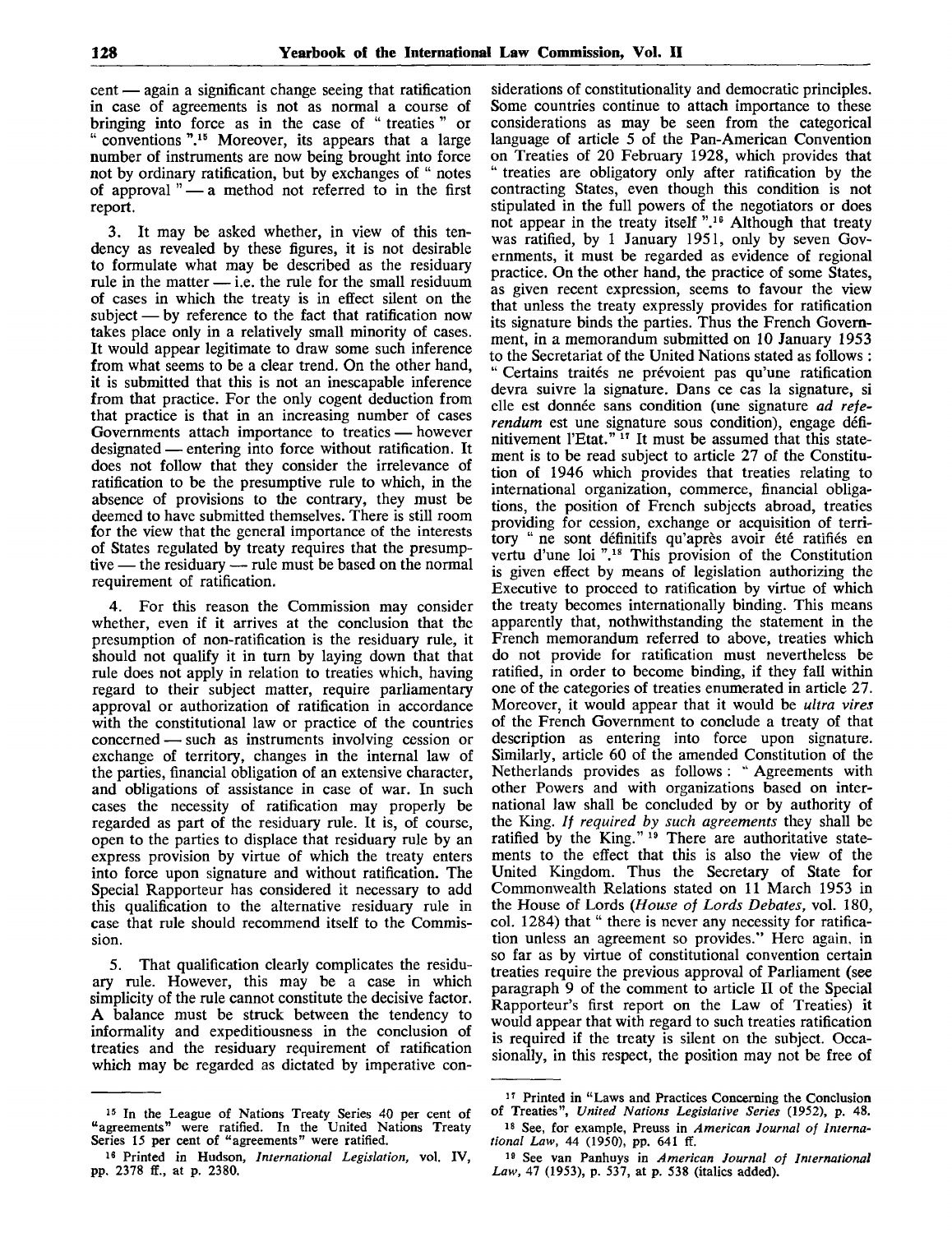cent — again a significant change seeing that ratification in case of agreements is not as normal a course of bringing into force as in the case of " treaties " or " conventions ".[15] Moreover, its appears that a large number of instruments are now being brought into force not by ordinary ratification, but by exchanges of " notes of approval " — a method not referred to in the first report.

3. It may be asked whether, in view of this tendency as revealed by these figures, it is not desirable to formulate what may be described as the residuary rule in the matter — i.e. the rule for the small residuum of cases in which the treaty is in effect silent on the subject — by reference to the fact that ratification now takes place only in a relatively small minority of cases. It would appear legitimate to draw some such inference from what seems to be a clear trend. On the other hand, it is submitted that this is not an inescapable inference from that practice. For the only cogent deduction from that practice is that in an increasing number of cases Governments attach importance to treaties — however designated — entering into force without ratification. It does not follow that they consider the irrelevance of ratification to be the presumptive rule to which, in the absence of provisions to the contrary, they must be deemed to have submitted themselves. There is still room for the view that the general importance of the interests of States regulated by treaty requires that the presumptive — the residuary — rule must be based on the normal requirement of ratification.

4. For this reason the Commission may consider whether, even if it arrives at the conclusion that the presumption of non-ratification is the residuary rule, it should not qualify it in turn by laying down that that rule does not apply in relation to treaties which, having regard to their subject matter, require parliamentary approval or authorization of ratification in accordance with the constitutional law or practice of the countries concerned — such as instruments involving cession or exchange of territory, changes in the internal law of the parties, financial obligation of an extensive character, and obligations of assistance in case of war. In such cases the necessity of ratification may properly be regarded as part of the residuary rule. It is, of course, open to the parties to displace that residuary rule by an express provision by virtue of which the treaty enters into force upon signature and without ratification. The Special Rapporteur has considered it necessary to add this qualification to the alternative residuary rule in case that rule should recommend itself to the Commission.

5. That qualification clearly complicates the residuary rule. However, this may be a case in which simplicity of the rule cannot constitute the decisive factor. A balance must be struck between the tendency to informality and expeditiousness in the conclusion of treaties and the residuary requirement of ratification which may be regarded as dictated by imperative considerations of constitutionality and democratic principles. Some countries continue to attach importance to these considerations as may be seen from the categorical language of article 5 of the Pan-American Convention on Treaties of 20 February 1928, which provides that " treaties are obligatory only after ratification by the contracting States, even though this condition is not stipulated in the full powers of the negotiators or does not appear in the treaty itself ".[16] Although that treaty was ratified, by 1 January 1951, only by seven Governments, it must be regarded as evidence of regional practice. On the other hand, the practice of some States, as given recent expression, seems to favour the view that unless the treaty expressly provides for ratification its signature binds the parties. Thus the French Government, in a memorandum submitted on 10 January 1953 to the Secretariat of the United Nations stated as follows : " Certains traités ne prévoient pas qu'une ratification devra suivre la signature. Dans ce cas la signature, si elle est donnée sans condition (une signature *ad referendum* est une signature sous condition), engage définitivement l'Etat." [17] It must be assumed that this statement is to be read subject to article 27 of the Constitution of 1946 which provides that treaties relating to international organization, commerce, financial obligations, the position of French subjects abroad, treaties providing for cession, exchange or acquisition of territory " ne sont définitifs qu'après avoir été ratifiés en vertu d'une loi ".[18] This provision of the Constitution is given effect by means of legislation authorizing the Executive to proceed to ratification by virtue of which the treaty becomes internationally binding. This means apparently that, nothwithstanding the statement in the French memorandum referred to above, treaties which do not provide for ratification must nevertheless be ratified, in order to become binding, if they fall within one of the categories of treaties enumerated in article 27. Moreover, it would appear that it would be *ultra vires* of the French Government to conclude a treaty of that description as entering into force upon signature. Similarly, article 60 of the amended Constitution of the Netherlands provides as follows : " Agreements with other Powers and with organizations based on international law shall be concluded by or by authority of the King. *If required by such agreements* they shall be ratified by the King." [19] There are authoritative statements to the effect that this is also the view of the United Kingdom. Thus the Secretary of State for Commonwealth Relations stated on 11 March 1953 in the House of Lords (*House of Lords Debates*, vol. 180, col. 1284) that " there is never any necessity for ratification unless an agreement so provides." Here again, in so far as by virtue of constitutional convention certain treaties require the previous approval of Parliament (see paragraph 9 of the comment to article II of the Special Rapporteur's first report on the Law of Treaties) it would appear that with regard to such treaties ratification is required if the treaty is silent on the subject. Occasionally, in this respect, the position may not be free of

---

[15] In the League of Nations Treaty Series 40 per cent of "agreements" were ratified. In the United Nations Treaty Series 15 per cent of "agreements" were ratified.

[16] Printed in Hudson, *International Legislation*, vol. IV, pp. 2378 ff., at p. 2380.

[17] Printed in "Laws and Practices Concerning the Conclusion of Treaties", *United Nations Legislative Series* (1952), p. 48.

[18] See, for example, Preuss in *American Journal of International Law*, 44 (1950), pp. 641 ff.

[19] See van Panhuys in *American Journal of International Law*, 47 (1953), p. 537, at p. 538 (italics added).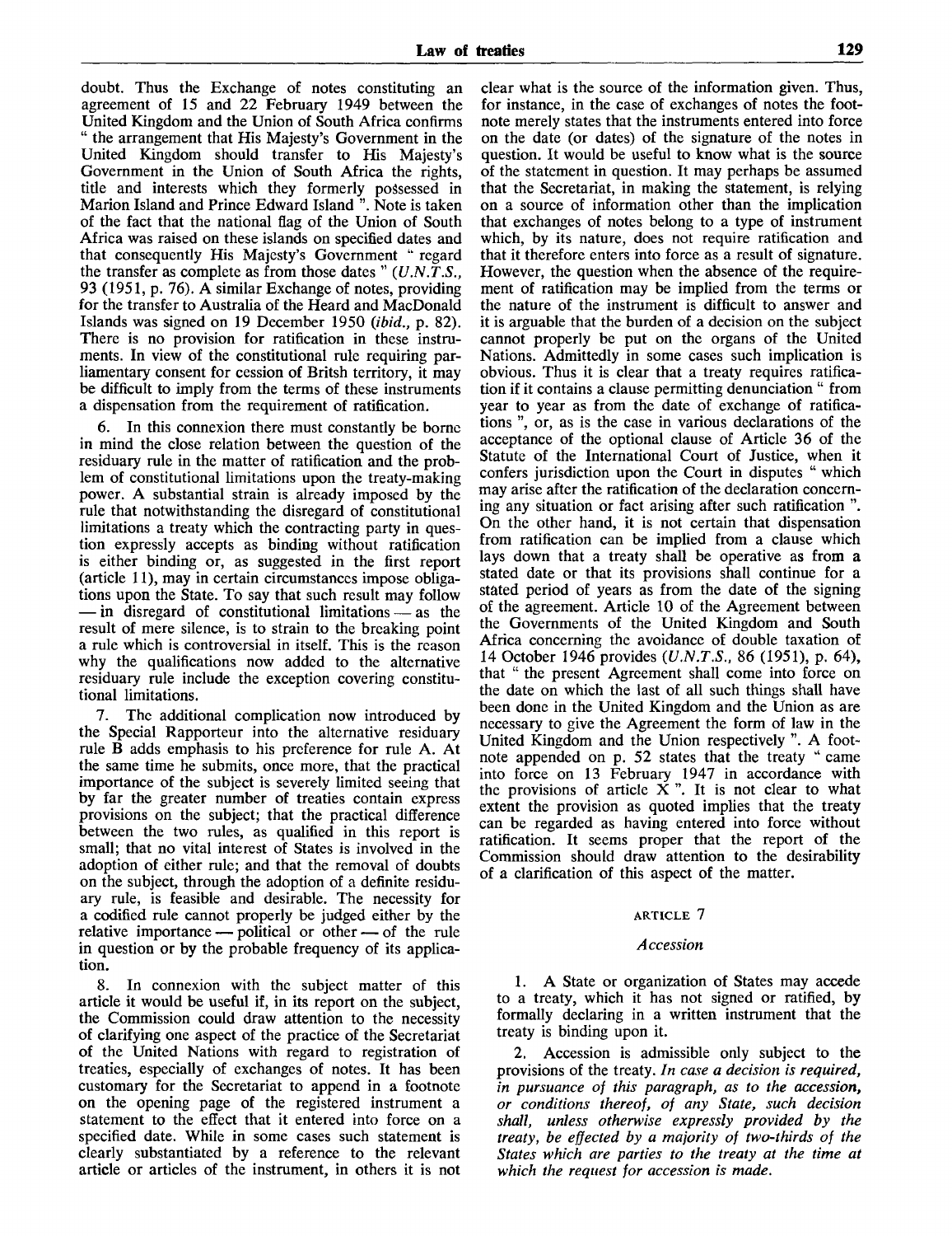doubt. Thus the Exchange of notes constituting an agreement of 15 and 22 February 1949 between the United Kingdom and the Union of South Africa confirms " the arrangement that His Majesty's Government in the United Kingdom should transfer to His Majesty's Government in the Union of South Africa the rights, title and interests which they formerly possessed in Marion Island and Prince Edward Island ". Note is taken of the fact that the national flag of the Union of South Africa was raised on these islands on specified dates and that consequently His Majesty's Government " regard the transfer as complete as from those dates " (*U.N.T.S.*, 93 (1951, p. 76). A similar Exchange of notes, providing for the transfer to Australia of the Heard and MacDonald Islands was signed on 19 December 1950 (*ibid.*, p. 82). There is no provision for ratification in these instruments. In view of the constitutional rule requiring parliamentary consent for cession of Britsh territory, it may be difficult to imply from the terms of these instruments a dispensation from the requirement of ratification.

6. In this connexion there must constantly be borne in mind the close relation between the question of the residuary rule in the matter of ratification and the problem of constitutional limitations upon the treaty-making power. A substantial strain is already imposed by the rule that notwithstanding the disregard of constitutional limitations a treaty which the contracting party in question expressly accepts as binding without ratification is either binding or, as suggested in the first report (article 11), may in certain circumstances impose obligations upon the State. To say that such result may follow — in disregard of constitutional limitations — as the result of mere silence, is to strain to the breaking point a rule which is controversial in itself. This is the reason why the qualifications now added to the alternative residuary rule include the exception covering constitutional limitations.

7. The additional complication now introduced by the Special Rapporteur into the alternative residuary rule B adds emphasis to his preference for rule A. At the same time he submits, once more, that the practical importance of the subject is severely limited seeing that by far the greater number of treaties contain express provisions on the subject; that the practical difference between the two rules, as qualified in this report is small; that no vital interest of States is involved in the adoption of either rule; and that the removal of doubts on the subject, through the adoption of a definite residuary rule, is feasible and desirable. The necessity for a codified rule cannot properly be judged either by the relative importance — political or other — of the rule in question or by the probable frequency of its application.

8. In connexion with the subject matter of this article it would be useful if, in its report on the subject, the Commission could draw attention to the necessity of clarifying one aspect of the practice of the Secretariat of the United Nations with regard to registration of treaties, especially of exchanges of notes. It has been customary for the Secretariat to append in a footnote on the opening page of the registered instrument a statement to the effect that it entered into force on a specified date. While in some cases such statement is clearly substantiated by a reference to the relevant article or articles of the instrument, in others it is not clear what is the source of the information given. Thus, for instance, in the case of exchanges of notes the footnote merely states that the instruments entered into force on the date (or dates) of the signature of the notes in question. It would be useful to know what is the source of the statement in question. It may perhaps be assumed that the Secretariat, in making the statement, is relying on a source of information other than the implication that exchanges of notes belong to a type of instrument which, by its nature, does not require ratification and that it therefore enters into force as a result of signature. However, the question when the absence of the requirement of ratification may be implied from the terms or the nature of the instrument is difficult to answer and it is arguable that the burden of a decision on the subject cannot properly be put on the organs of the United Nations. Admittedly in some cases such implication is obvious. Thus it is clear that a treaty requires ratification if it contains a clause permitting denunciation " from year to year as from the date of exchange of ratifications ", or, as is the case in various declarations of the acceptance of the optional clause of Article 36 of the Statute of the International Court of Justice, when it confers jurisdiction upon the Court in disputes " which may arise after the ratification of the declaration concerning any situation or fact arising after such ratification ". On the other hand, it is not certain that dispensation from ratification can be implied from a clause which lays down that a treaty shall be operative as from a stated date or that its provisions shall continue for a stated period of years as from the date of the signing of the agreement. Article 10 of the Agreement between the Governments of the United Kingdom and South Africa concerning the avoidance of double taxation of 14 October 1946 provides (*U.N.T.S.*, 86 (1951), p. 64), that " the present Agreement shall come into force on the date on which the last of all such things shall have been done in the United Kingdom and the Union as are necessary to give the Agreement the form of law in the United Kingdom and the Union respectively ". A footnote appended on p. 52 states that the treaty " came into force on 13 February 1947 in accordance with the provisions of article X ". It is not clear to what extent the provision as quoted implies that the treaty can be regarded as having entered into force without ratification. It seems proper that the report of the Commission should draw attention to the desirability of a clarification of this aspect of the matter.

### ARTICLE 7

*Accession*

1. A State or organization of States may accede to a treaty, which it has not signed or ratified, by formally declaring in a written instrument that the treaty is binding upon it.

2. Accession is admissible only subject to the provisions of the treaty. *In case a decision is required, in pursuance of this paragraph, as to the accession, or conditions thereof, of any State, such decision shall, unless otherwise expressly provided by the treaty, be effected by a majority of two-thirds of the States which are parties to the treaty at the time at which the request for accession is made.*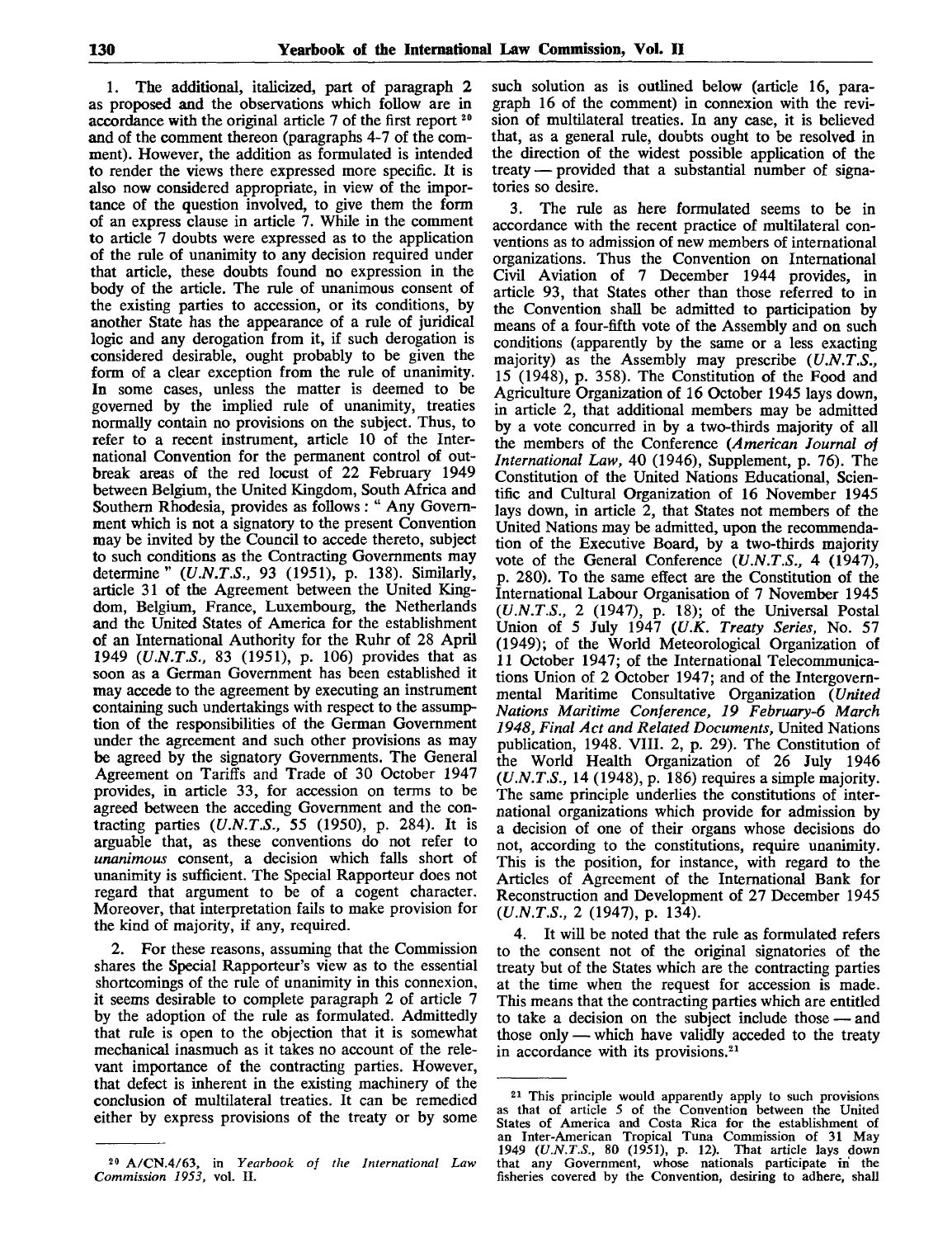1. The additional, italicized, part of paragraph 2 as proposed and the observations which follow are in accordance with the original article 7 of the first report [20] and of the comment thereon (paragraphs 4-7 of the comment). However, the addition as formulated is intended to render the views there expressed more specific. It is also now considered appropriate, in view of the importance of the question involved, to give them the form of an express clause in article 7. While in the comment to article 7 doubts were expressed as to the application of the rule of unanimity to any decision required under that article, these doubts found no expression in the body of the article. The rule of unanimous consent of the existing parties to accession, or its conditions, by another State has the appearance of a rule of juridical logic and any derogation from it, if such derogation is considered desirable, ought probably to be given the form of a clear exception from the rule of unanimity. In some cases, unless the matter is deemed to be governed by the implied rule of unanimity, treaties normally contain no provisions on the subject. Thus, to refer to a recent instrument, article 10 of the International Convention for the permanent control of outbreak areas of the red locust of 22 February 1949 between Belgium, the United Kingdom, South Africa and Southern Rhodesia, provides as follows: " Any Government which is not a signatory to the present Convention may be invited by the Council to accede thereto, subject to such conditions as the Contracting Governments may determine " (*U.N.T.S.*, 93 (1951), p. 138). Similarly, article 31 of the Agreement between the United Kingdom, Belgium, France, Luxembourg, the Netherlands and the United States of America for the establishment of an International Authority for the Ruhr of 28 April 1949 (*U.N.T.S.*, 83 (1951), p. 106) provides that as soon as a German Government has been established it may accede to the agreement by executing an instrument containing such undertakings with respect to the assumption of the responsibilities of the German Government under the agreement and such other provisions as may be agreed by the signatory Governments. The General Agreement on Tariffs and Trade of 30 October 1947 provides, in article 33, for accession on terms to be agreed between the acceding Government and the contracting parties (*U.N.T.S.*, 55 (1950), p. 284). It is arguable that, as these conventions do not refer to *unanimous* consent, a decision which falls short of unanimity is sufficient. The Special Rapporteur does not regard that argument to be of a cogent character. Moreover, that interpretation fails to make provision for the kind of majority, if any, required.

2. For these reasons, assuming that the Commission shares the Special Rapporteur's view as to the essential shortcomings of the rule of unanimity in this connexion, it seems desirable to complete paragraph 2 of article 7 by the adoption of the rule as formulated. Admittedly that rule is open to the objection that it is somewhat mechanical inasmuch as it takes no account of the relevant importance of the contracting parties. However, that defect is inherent in the existing machinery of the conclusion of multilateral treaties. It can be remedied either by express provisions of the treaty or by some such solution as is outlined below (article 16, paragraph 16 of the comment) in connexion with the revision of multilateral treaties. In any case, it is believed that, as a general rule, doubts ought to be resolved in the direction of the widest possible application of the treaty — provided that a substantial number of signatories so desire.

3. The rule as here formulated seems to be in accordance with the recent practice of multilateral conventions as to admission of new members of international organizations. Thus the Convention on International Civil Aviation of 7 December 1944 provides, in article 93, that States other than those referred to in the Convention shall be admitted to participation by means of a four-fifth vote of the Assembly and on such conditions (apparently by the same or a less exacting majority) as the Assembly may prescribe (*U.N.T.S.*, 15 (1948), p. 358). The Constitution of the Food and Agriculture Organization of 16 October 1945 lays down, in article 2, that additional members may be admitted by a vote concurred in by a two-thirds majority of all the members of the Conference (*American Journal of International Law*, 40 (1946), Supplement, p. 76). The Constitution of the United Nations Educational, Scientific and Cultural Organization of 16 November 1945 lays down, in article 2, that States not members of the United Nations may be admitted, upon the recommendation of the Executive Board, by a two-thirds majority vote of the General Conference (*U.N.T.S.*, 4 (1947), p. 280). To the same effect are the Constitution of the International Labour Organisation of 7 November 1945 (*U.N.T.S.*, 2 (1947), p. 18); of the Universal Postal Union of 5 July 1947 (*U.K. Treaty Series*, No. 57 (1949); of the World Meteorological Organization of 11 October 1947; of the International Telecommunications Union of 2 October 1947; and of the Intergovernmental Maritime Consultative Organization (*United Nations Maritime Conference, 19 February-6 March 1948, Final Act and Related Documents*, United Nations publication, 1948. VIII. 2, p. 29). The Constitution of the World Health Organization of 26 July 1946 (*U.N.T.S.*, 14 (1948), p. 186) requires a simple majority. The same principle underlies the constitutions of international organizations which provide for admission by a decision of one of their organs whose decisions do not, according to the constitutions, require unanimity. This is the position, for instance, with regard to the Articles of Agreement of the International Bank for Reconstruction and Development of 27 December 1945 (*U.N.T.S.*, 2 (1947), p. 134).

4. It will be noted that the rule as formulated refers to the consent not of the original signatories of the treaty but of the States which are the contracting parties at the time when the request for accession is made. This means that the contracting parties which are entitled to take a decision on the subject include those — and those only — which have validly acceded to the treaty in accordance with its provisions.[21]

---

[20] A/CN.4/63, in *Yearbook of the International Law Commission 1953*, vol. II.

[21] This principle would apparently apply to such provisions as that of article 5 of the Convention between the United States of America and Costa Rica for the establishment of an Inter-American Tropical Tuna Commission of 31 May 1949 (*U.N.T.S.*, 80 (1951), p. 12). That article lays down that any Government, whose nationals participate in the fisheries covered by the Convention, desiring to adhere, shall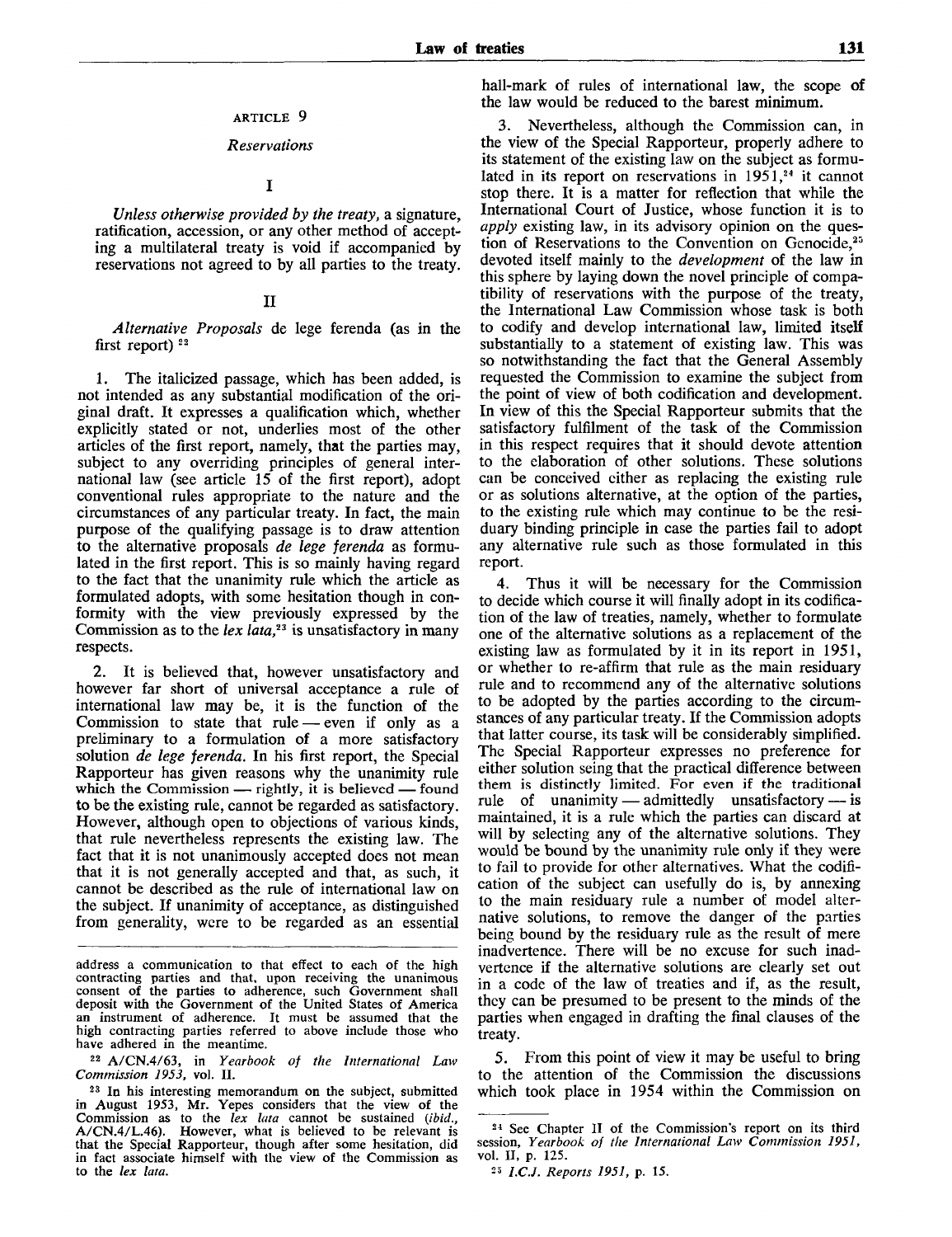### ARTICLE 9

#### *Reservations*

I

*Unless otherwise provided by the treaty,* a signature, ratification, accession, or any other method of accepting a multilateral treaty is void if accompanied by reservations not agreed to by all parties to the treaty.

II

*Alternative Proposals* de lege ferenda (as in the first report) [22]

1. The italicized passage, which has been added, is not intended as any substantial modification of the original draft. It expresses a qualification which, whether explicitly stated or not, underlies most of the other articles of the first report, namely, that the parties may, subject to any overriding principles of general international law (see article 15 of the first report), adopt conventional rules appropriate to the nature and the circumstances of any particular treaty. In fact, the main purpose of the qualifying passage is to draw attention to the alternative proposals *de lege ferenda* as formulated in the first report. This is so mainly having regard to the fact that the unanimity rule which the article as formulated adopts, with some hesitation though in conformity with the view previously expressed by the Commission as to the *lex lata,*[23] is unsatisfactory in many respects.

2. It is believed that, however unsatisfactory and however far short of universal acceptance a rule of international law may be, it is the function of the Commission to state that rule — even if only as a preliminary to a formulation of a more satisfactory solution *de lege ferenda.* In his first report, the Special Rapporteur has given reasons why the unanimity rule which the Commission — rightly, it is believed — found to be the existing rule, cannot be regarded as satisfactory. However, although open to objections of various kinds, that rule nevertheless represents the existing law. The fact that it is not unanimously accepted does not mean that it is not generally accepted and that, as such, it cannot be described as the rule of international law on the subject. If unanimity of acceptance, as distinguished from generality, were to be regarded as an essential hall-mark of rules of international law, the scope of the law would be reduced to the barest minimum.

3. Nevertheless, although the Commission can, in the view of the Special Rapporteur, properly adhere to its statement of the existing law on the subject as formulated in its report on reservations in 1951,[24] it cannot stop there. It is a matter for reflection that while the International Court of Justice, whose function it is to *apply* existing law, in its advisory opinion on the question of Reservations to the Convention on Genocide,[25] devoted itself mainly to the *development* of the law in this sphere by laying down the novel principle of compatibility of reservations with the purpose of the treaty, the International Law Commission whose task is both to codify and develop international law, limited itself substantially to a statement of existing law. This was so notwithstanding the fact that the General Assembly requested the Commission to examine the subject from the point of view of both codification and development. In view of this the Special Rapporteur submits that the satisfactory fulfilment of the task of the Commission in this respect requires that it should devote attention to the elaboration of other solutions. These solutions can be conceived either as replacing the existing rule or as solutions alternative, at the option of the parties, to the existing rule which may continue to be the residuary binding principle in case the parties fail to adopt any alternative rule such as those formulated in this report.

4. Thus it will be necessary for the Commission to decide which course it will finally adopt in its codification of the law of treaties, namely, whether to formulate one of the alternative solutions as a replacement of the existing law as formulated by it in its report in 1951, or whether to re-affirm that rule as the main residuary rule and to recommend any of the alternative solutions to be adopted by the parties according to the circumstances of any particular treaty. If the Commission adopts that latter course, its task will be considerably simplified. The Special Rapporteur expresses no preference for either solution seing that the practical difference between them is distinctly limited. For even if the traditional rule of unanimity — admittedly unsatisfactory — is maintained, it is a rule which the parties can discard at will by selecting any of the alternative solutions. They would be bound by the unanimity rule only if they were to fail to provide for other alternatives. What the codification of the subject can usefully do is, by annexing to the main residuary rule a number of model alternative solutions, to remove the danger of the parties being bound by the residuary rule as the result of mere inadvertence. There will be no excuse for such inadvertence if the alternative solutions are clearly set out in a code of the law of treaties and if, as the result, they can be presumed to be present to the minds of the parties when engaged in drafting the final clauses of the treaty.

5. From this point of view it may be useful to bring to the attention of the Commission the discussions which took place in 1954 within the Commission on

---

address a communication to that effect to each of the high contracting parties and that, upon receiving the unanimous consent of the parties to adherence, such Government shall deposit with the Government of the United States of America an instrument of adherence. It must be assumed that the high contracting parties referred to above include those who have adhered in the meantime.

[22] A/CN.4/63, in *Yearbook of the International Law Commission 1953,* vol. II.

[23] In his interesting memorandum on the subject, submitted in August 1953, Mr. Yepes considers that the view of the Commission as to the *lex lata* cannot be sustained (*ibid.,* A/CN.4/L.46). However, what is believed to be relevant is that the Special Rapporteur, though after some hesitation, did in fact associate himself with the view of the Commission as to the *lex lata.*

[24] See Chapter II of the Commission's report on its third session, *Yearbook of the International Law Commission 1951,* vol. II, p. 125.

[25] *I.C.J. Reports 1951,* p. 15.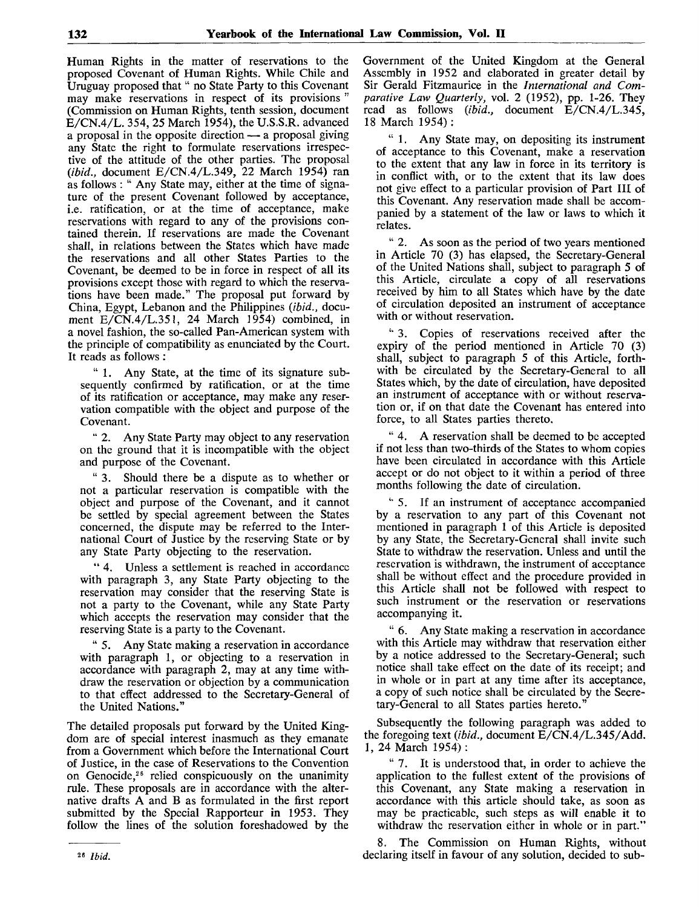Human Rights in the matter of reservations to the proposed Covenant of Human Rights. While Chile and Uruguay proposed that " no State Party to this Covenant may make reservations in respect of its provisions " (Commission on Human Rights, tenth session, document E/CN.4/L. 354, 25 March 1954), the U.S.S.R. advanced a proposal in the opposite direction — a proposal giving any State the right to formulate reservations irrespective of the attitude of the other parties. The proposal (*ibid.*, document E/CN.4/L.349, 22 March 1954) ran as follows : " Any State may, either at the time of signature of the present Covenant followed by acceptance, i.e. ratification, or at the time of acceptance, make reservations with regard to any of the provisions contained therein. If reservations are made the Covenant shall, in relations between the States which have made the reservations and all other States Parties to the Covenant, be deemed to be in force in respect of all its provisions except those with regard to which the reservations have been made." The proposal put forward by China, Egypt, Lebanon and the Philippines (*ibid.*, document E/CN.4/L.351, 24 March 1954) combined, in a novel fashion, the so-called Pan-American system with the principle of compatibility as enunciated by the Court. It reads as follows :

" 1. Any State, at the time of its signature subsequently confirmed by ratification, or at the time of its ratification or acceptance, may make any reservation compatible with the object and purpose of the Covenant.

" 2. Any State Party may object to any reservation on the ground that it is incompatible with the object and purpose of the Covenant.

" 3. Should there be a dispute as to whether or not a particular reservation is compatible with the object and purpose of the Covenant, and it cannot be settled by special agreement between the States concerned, the dispute may be referred to the International Court of Justice by the reserving State or by any State Party objecting to the reservation.

" 4. Unless a settlement is reached in accordance with paragraph 3, any State Party objecting to the reservation may consider that the reserving State is not a party to the Covenant, while any State Party which accepts the reservation may consider that the reserving State is a party to the Covenant.

" 5. Any State making a reservation in accordance with paragraph 1, or objecting to a reservation in accordance with paragraph 2, may at any time withdraw the reservation or objection by a communication to that effect addressed to the Secretary-General of the United Nations."

The detailed proposals put forward by the United Kingdom are of special interest inasmuch as they emanate from a Government which before the International Court of Justice, in the case of Reservations to the Convention on Genocide,[26] relied conspicuously on the unanimity rule. These proposals are in accordance with the alternative drafts A and B as formulated in the first report submitted by the Special Rapporteur in 1953. They follow the lines of the solution foreshadowed by the Government of the United Kingdom at the General Assembly in 1952 and elaborated in greater detail by Sir Gerald Fitzmaurice in the *International and Comparative Law Quarterly*, vol. 2 (1952), pp. 1-26. They read as follows (*ibid.*, document E/CN.4/L.345, 18 March 1954) :

" 1. Any State may, on depositing its instrument of acceptance to this Covenant, make a reservation to the extent that any law in force in its territory is in conflict with, or to the extent that its law does not give effect to a particular provision of Part III of this Covenant. Any reservation made shall be accompanied by a statement of the law or laws to which it relates.

" 2. As soon as the period of two years mentioned in Article 70 (3) has elapsed, the Secretary-General of the United Nations shall, subject to paragraph 5 of this Article, circulate a copy of all reservations received by him to all States which have by the date of circulation deposited an instrument of acceptance with or without reservation.

" 3. Copies of reservations received after the expiry of the period mentioned in Article 70 (3) shall, subject to paragraph 5 of this Article, forthwith be circulated by the Secretary-General to all States which, by the date of circulation, have deposited an instrument of acceptance with or without reservation or, if on that date the Covenant has entered into force, to all States parties thereto.

" 4. A reservation shall be deemed to be accepted if not less than two-thirds of the States to whom copies have been circulated in accordance with this Article accept or do not object to it within a period of three months following the date of circulation.

" 5. If an instrument of acceptance accompanied by a reservation to any part of this Covenant not mentioned in paragraph 1 of this Article is deposited by any State, the Secretary-General shall invite such State to withdraw the reservation. Unless and until the reservation is withdrawn, the instrument of acceptance shall be without effect and the procedure provided in this Article shall not be followed with respect to such instrument or the reservation or reservations accompanying it.

" 6. Any State making a reservation in accordance with this Article may withdraw that reservation either by a notice addressed to the Secretary-General; such notice shall take effect on the date of its receipt; and in whole or in part at any time after its acceptance, a copy of such notice shall be circulated by the Secretary-General to all States parties hereto."

Subsequently the following paragraph was added to the foregoing text (*ibid.*, document E/CN.4/L.345/Add. 1, 24 March 1954) :

" 7. It is understood that, in order to achieve the application to the fullest extent of the provisions of this Covenant, any State making a reservation in accordance with this article should take, as soon as may be practicable, such steps as will enable it to withdraw the reservation either in whole or in part."

8. The Commission on Human Rights, without declaring itself in favour of any solution, decided to sub-

---

[26] *Ibid.*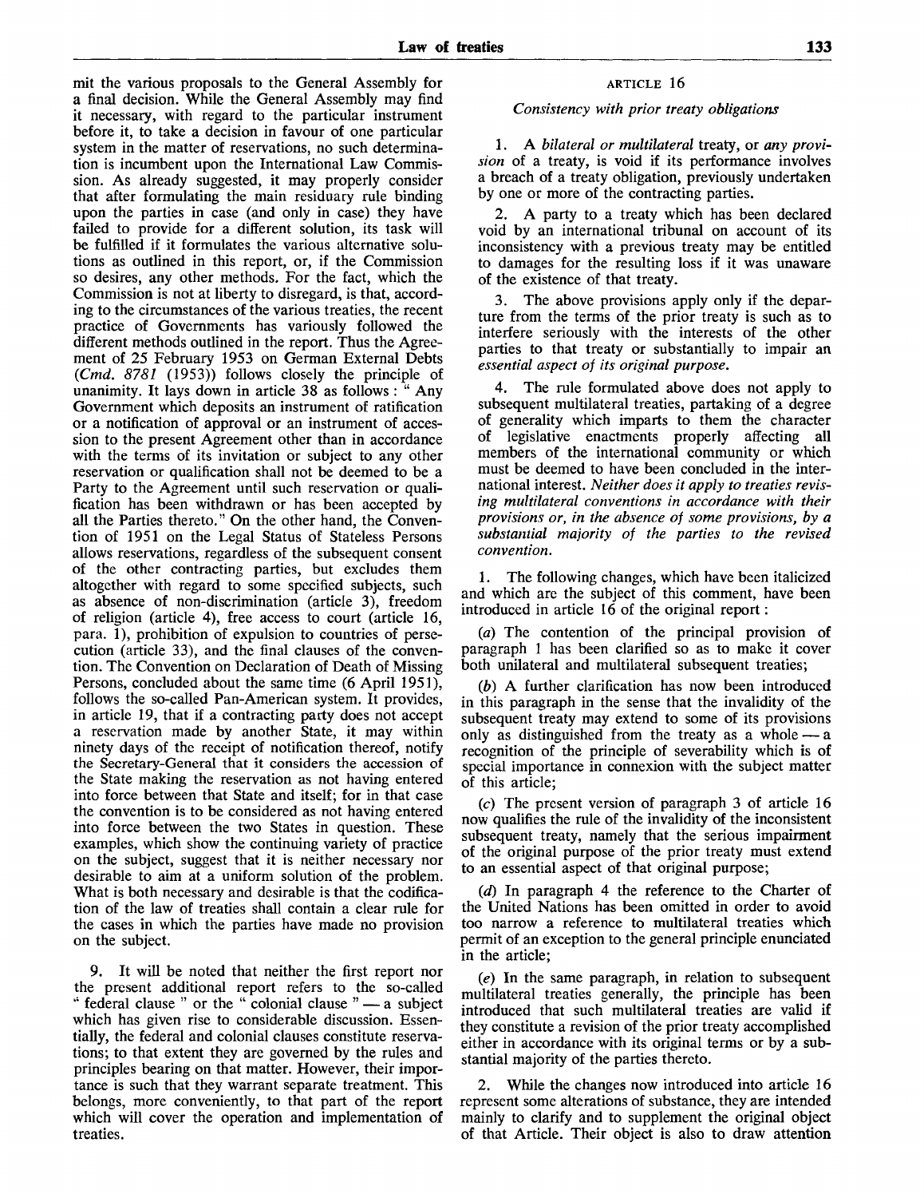mit the various proposals to the General Assembly for a final decision. While the General Assembly may find it necessary, with regard to the particular instrument before it, to take a decision in favour of one particular system in the matter of reservations, no such determination is incumbent upon the International Law Commission. As already suggested, it may properly consider that after formulating the main residuary rule binding upon the parties in case (and only in case) they have failed to provide for a different solution, its task will be fulfilled if it formulates the various alternative solutions as outlined in this report, or, if the Commission so desires, any other methods. For the fact, which the Commission is not at liberty to disregard, is that, according to the circumstances of the various treaties, the recent practice of Governments has variously followed the different methods outlined in the report. Thus the Agreement of 25 February 1953 on German External Debts (*Cmd. 8781* (1953)) follows closely the principle of unanimity. It lays down in article 38 as follows : " Any Government which deposits an instrument of ratification or a notification of approval or an instrument of accession to the present Agreement other than in accordance with the terms of its invitation or subject to any other reservation or qualification shall not be deemed to be a Party to the Agreement until such reservation or qualification has been withdrawn or has been accepted by all the Parties thereto." On the other hand, the Convention of 1951 on the Legal Status of Stateless Persons allows reservations, regardless of the subsequent consent of the other contracting parties, but excludes them altogether with regard to some specified subjects, such as absence of non-discrimination (article 3), freedom of religion (article 4), free access to court (article 16, para. 1), prohibition of expulsion to countries of persecution (article 33), and the final clauses of the convention. The Convention on Declaration of Death of Missing Persons, concluded about the same time (6 April 1951), follows the so-called Pan-American system. It provides, in article 19, that if a contracting party does not accept a reservation made by another State, it may within ninety days of the receipt of notification thereof, notify the Secretary-General that it considers the accession of the State making the reservation as not having entered into force between that State and itself; for in that case the convention is to be considered as not having entered into force between the two States in question. These examples, which show the continuing variety of practice on the subject, suggest that it is neither necessary nor desirable to aim at a uniform solution of the problem. What is both necessary and desirable is that the codification of the law of treaties shall contain a clear rule for the cases in which the parties have made no provision on the subject.

9. It will be noted that neither the first report nor the present additional report refers to the so-called " federal clause " or the " colonial clause " — a subject which has given rise to considerable discussion. Essentially, the federal and colonial clauses constitute reservations; to that extent they are governed by the rules and principles bearing on that matter. However, their importance is such that they warrant separate treatment. This belongs, more conveniently, to that part of the report which will cover the operation and implementation of treaties.

ARTICLE 16

*Consistency with prior treaty obligations*

1. A *bilateral or multilateral* treaty, or *any provision* of a treaty, is void if its performance involves a breach of a treaty obligation, previously undertaken by one or more of the contracting parties.

2. A party to a treaty which has been declared void by an international tribunal on account of its inconsistency with a previous treaty may be entitled to damages for the resulting loss if it was unaware of the existence of that treaty.

3. The above provisions apply only if the departure from the terms of the prior treaty is such as to interfere seriously with the interests of the other parties to that treaty or substantially to impair an *essential aspect of its original purpose.*

4. The rule formulated above does not apply to subsequent multilateral treaties, partaking of a degree of generality which imparts to them the character of legislative enactments properly affecting all members of the international community or which must be deemed to have been concluded in the international interest. *Neither does it apply to treaties revising multilateral conventions in accordance with their provisions or, in the absence of some provisions, by a substantial majority of the parties to the revised convention.*

1. The following changes, which have been italicized and which are the subject of this comment, have been introduced in article 16 of the original report :

(*a*) The contention of the principal provision of paragraph 1 has been clarified so as to make it cover both unilateral and multilateral subsequent treaties;

(*b*) A further clarification has now been introduced in this paragraph in the sense that the invalidity of the subsequent treaty may extend to some of its provisions only as distinguished from the treaty as a whole — a recognition of the principle of severability which is of special importance in connexion with the subject matter of this article;

(*c*) The present version of paragraph 3 of article 16 now qualifies the rule of the invalidity of the inconsistent subsequent treaty, namely that the serious impairment of the original purpose of the prior treaty must extend to an essential aspect of that original purpose;

(*d*) In paragraph 4 the reference to the Charter of the United Nations has been omitted in order to avoid too narrow a reference to multilateral treaties which permit of an exception to the general principle enunciated in the article;

(*e*) In the same paragraph, in relation to subsequent multilateral treaties generally, the principle has been introduced that such multilateral treaties are valid if they constitute a revision of the prior treaty accomplished either in accordance with its original terms or by a substantial majority of the parties thereto.

2. While the changes now introduced into article 16 represent some alterations of substance, they are intended mainly to clarify and to supplement the original object of that Article. Their object is also to draw attention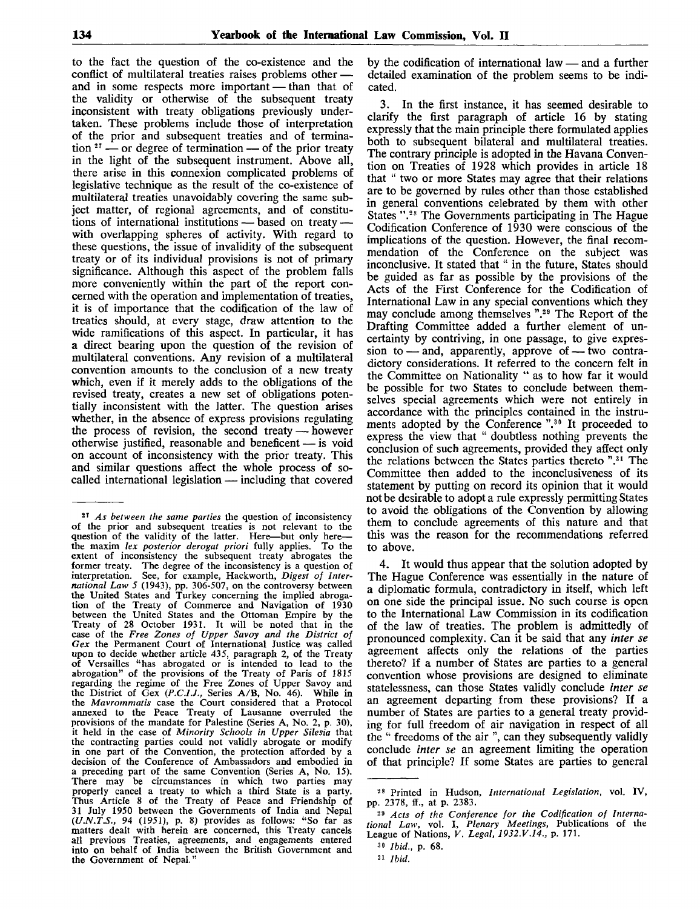to the fact the question of the co-existence and the conflict of multilateral treaties raises problems other — and in some respects more important — than that of the validity or otherwise of the subsequent treaty inconsistent with treaty obligations previously undertaken. These problems include those of interpretation of the prior and subsequent treaties and of termination [27] — or degree of termination — of the prior treaty in the light of the subsequent instrument. Above all, there arise in this connexion complicated problems of legislative technique as the result of the co-existence of multilateral treaties unavoidably covering the same subject matter, of regional agreements, and of constitutions of international institutions — based on treaty — with overlapping spheres of activity. With regard to these questions, the issue of invalidity of the subsequent treaty or of its individual provisions is not of primary significance. Although this aspect of the problem falls more conveniently within the part of the report concerned with the operation and implementation of treaties, it is of importance that the codification of the law of treaties should, at every stage, draw attention to the wide ramifications of this aspect. In particular, it has a direct bearing upon the question of the revision of multilateral conventions. Any revision of a multilateral convention amounts to the conclusion of a new treaty which, even if it merely adds to the obligations of the revised treaty, creates a new set of obligations potentially inconsistent with the latter. The question arises whether, in the absence of express provisions regulating the process of revision, the second treaty — however otherwise justified, reasonable and beneficent — is void on account of inconsistency with the prior treaty. This and similar questions affect the whole process of so-called international legislation — including that covered by the codification of international law — and a further detailed examination of the problem seems to be indicated.

3. In the first instance, it has seemed desirable to clarify the first paragraph of article 16 by stating expressly that the main principle there formulated applies both to subsequent bilateral and multilateral treaties. The contrary principle is adopted in the Havana Convention on Treaties of 1928 which provides in article 18 that " two or more States may agree that their relations are to be governed by rules other than those established in general conventions celebrated by them with other States ".[28] The Governments participating in The Hague Codification Conference of 1930 were conscious of the implications of the question. However, the final recommendation of the Conference on the subject was inconclusive. It stated that " in the future, States should be guided as far as possible by the provisions of the Acts of the First Conference for the Codification of International Law in any special conventions which they may conclude among themselves ".[29] The Report of the Drafting Committee added a further element of uncertainty by contriving, in one passage, to give expression to — and, apparently, approve of — two contradictory considerations. It referred to the concern felt in the Committee on Nationality " as to how far it would be possible for two States to conclude between themselves special agreements which were not entirely in accordance with the principles contained in the instruments adopted by the Conference ".[30] It proceeded to express the view that " doubtless nothing prevents the conclusion of such agreements, provided they affect only the relations between the States parties thereto ".[31] The Committee then added to the inconclusiveness of its statement by putting on record its opinion that it would not be desirable to adopt a rule expressly permitting States to avoid the obligations of the Convention by allowing them to conclude agreements of this nature and that this was the reason for the recommendations referred to above.

4. It would thus appear that the solution adopted by The Hague Conference was essentially in the nature of a diplomatic formula, contradictory in itself, which left on one side the principal issue. No such course is open to the International Law Commission in its codification of the law of treaties. The problem is admittedly of pronounced complexity. Can it be said that any *inter se* agreement affects only the relations of the parties thereto? If a number of States are parties to a general convention whose provisions are designed to eliminate statelessness, can those States validly conclude *inter se* an agreement departing from these provisions? If a number of States are parties to a general treaty providing for full freedom of air navigation in respect of all the " freedoms of the air ", can they subsequently validly conclude *inter se* an agreement limiting the operation of that principle? If some States are parties to general

---

[27] *As between the same parties* the question of inconsistency of the prior and subsequent treaties is not relevant to the question of the validity of the latter. Here—but only here—the maxim *lex posterior derogat priori* fully applies. To the extent of inconsistency the subsequent treaty abrogates the former treaty. The degree of the inconsistency is a question of interpretation. See, for example, Hackworth, *Digest of International Law 5* (1943), pp. 306-507, on the controversy between the United States and Turkey concerning the implied abrogation of the Treaty of Commerce and Navigation of 1930 between the United States and the Ottoman Empire by the Treaty of 28 October 1931. It will be noted that in the case of the *Free Zones of Upper Savoy and the District of Gex* the Permanent Court of International Justice was called upon to decide whether article 435, paragraph 2, of the Treaty of Versailles "has abrogated or is intended to lead to the abrogation" of the provisions of the Treaty of Paris of *1815* regarding the regime of the Free Zones of Upper Savoy and the District of Gex (*P.C.I.J.*, Series A/B, No. 46). While in the *Mavrommatis* case the Court considered that a Protocol annexed to the Peace Treaty of Lausanne overruled the provisions of the mandate for Palestine (Series A, No. 2, p. 30), it held in the case of *Minority Schools in Upper Silesia* that the contracting parties could not validly abrogate or modify in one part of the Convention, the protection afforded by a decision of the Conference of Ambassadors and embodied in a preceding part of the same Convention (Series A, No. 15). There may be circumstances in which two parties may properly cancel a treaty to which a third State is a party. Thus Article 8 of the Treaty of Peace and Friendship of 31 July 1950 between the Governments of India and Nepal (*U.N.T.S.*, 94 (1951), p. 8) provides as follows: "So far as matters dealt with herein are concerned, this Treaty cancels all previous Treaties, agreements, and engagements entered into on behalf of India between the British Government and the Government of Nepal."

[28] Printed in Hudson, *International Legislation*, vol. IV, pp. 2378, ff., at p. 2383.

[29] *Acts of the Conference for the Codification of International Law*, vol. I, *Plenary Meetings*, Publications of the League of Nations, *V. Legal, 1932.V.14.*, p. 171.

[30] *Ibid.*, p. 68.

[31] *Ibid.*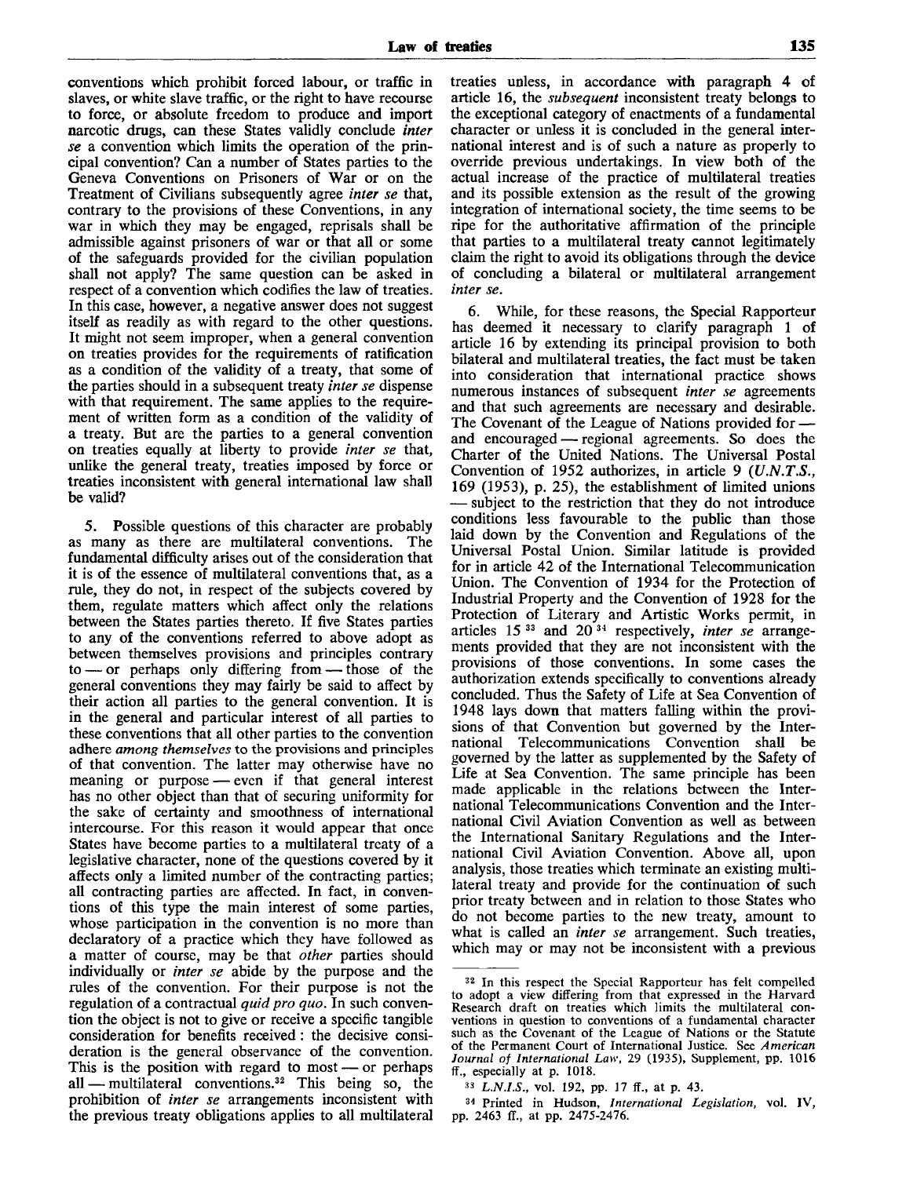conventions which prohibit forced labour, or traffic in slaves, or white slave traffic, or the right to have recourse to force, or absolute freedom to produce and import narcotic drugs, can these States validly conclude *inter se* a convention which limits the operation of the principal convention? Can a number of States parties to the Geneva Conventions on Prisoners of War or on the Treatment of Civilians subsequently agree *inter se* that, contrary to the provisions of these Conventions, in any war in which they may be engaged, reprisals shall be admissible against prisoners of war or that all or some of the safeguards provided for the civilian population shall not apply? The same question can be asked in respect of a convention which codifies the law of treaties. In this case, however, a negative answer does not suggest itself as readily as with regard to the other questions. It might not seem improper, when a general convention on treaties provides for the requirements of ratification as a condition of the validity of a treaty, that some of the parties should in a subsequent treaty *inter se* dispense with that requirement. The same applies to the requirement of written form as a condition of the validity of a treaty. But are the parties to a general convention on treaties equally at liberty to provide *inter se* that, unlike the general treaty, treaties imposed by force or treaties inconsistent with general international law shall be valid?

5. Possible questions of this character are probably as many as there are multilateral conventions. The fundamental difficulty arises out of the consideration that it is of the essence of multilateral conventions that, as a rule, they do not, in respect of the subjects covered by them, regulate matters which affect only the relations between the States parties thereto. If five States parties to any of the conventions referred to above adopt as between themselves provisions and principles contrary to — or perhaps only differing from — those of the general conventions they may fairly be said to affect by their action all parties to the general convention. It is in the general and particular interest of all parties to these conventions that all other parties to the convention adhere *among themselves* to the provisions and principles of that convention. The latter may otherwise have no meaning or purpose — even if that general interest has no other object than that of securing uniformity for the sake of certainty and smoothness of international intercourse. For this reason it would appear that once States have become parties to a multilateral treaty of a legislative character, none of the questions covered by it affects only a limited number of the contracting parties; all contracting parties are affected. In fact, in conventions of this type the main interest of some parties, whose participation in the convention is no more than declaratory of a practice which they have followed as a matter of course, may be that *other* parties should individually or *inter se* abide by the purpose and the rules of the convention. For their purpose is not the regulation of a contractual *quid pro quo*. In such convention the object is not to give or receive a specific tangible consideration for benefits received: the decisive consideration is the general observance of the convention. This is the position with regard to most — or perhaps all — multilateral conventions.[32] This being so, the prohibition of *inter se* arrangements inconsistent with the previous treaty obligations applies to all multilateral treaties unless, in accordance with paragraph 4 of article 16, the *subsequent* inconsistent treaty belongs to the exceptional category of enactments of a fundamental character or unless it is concluded in the general international interest and is of such a nature as properly to override previous undertakings. In view both of the actual increase of the practice of multilateral treaties and its possible extension as the result of the growing integration of international society, the time seems to be ripe for the authoritative affirmation of the principle that parties to a multilateral treaty cannot legitimately claim the right to avoid its obligations through the device of concluding a bilateral or multilateral arrangement *inter se*.

6. While, for these reasons, the Special Rapporteur has deemed it necessary to clarify paragraph 1 of article 16 by extending its principal provision to both bilateral and multilateral treaties, the fact must be taken into consideration that international practice shows numerous instances of subsequent *inter se* agreements and that such agreements are necessary and desirable. The Covenant of the League of Nations provided for — and encouraged — regional agreements. So does the Charter of the United Nations. The Universal Postal Convention of 1952 authorizes, in article 9 (*U.N.T.S.*, 169 (1953), p. 25), the establishment of limited unions — subject to the restriction that they do not introduce conditions less favourable to the public than those laid down by the Convention and Regulations of the Universal Postal Union. Similar latitude is provided for in article 42 of the International Telecommunication Union. The Convention of 1934 for the Protection of Industrial Property and the Convention of 1928 for the Protection of Literary and Artistic Works permit, in articles 15 [33] and 20 [34] respectively, *inter se* arrangements provided that they are not inconsistent with the provisions of those conventions. In some cases the authorization extends specifically to conventions already concluded. Thus the Safety of Life at Sea Convention of 1948 lays down that matters falling within the provisions of that Convention but governed by the International Telecommunications Convention shall be governed by the latter as supplemented by the Safety of Life at Sea Convention. The same principle has been made applicable in the relations between the International Telecommunications Convention and the International Civil Aviation Convention as well as between the International Sanitary Regulations and the International Civil Aviation Convention. Above all, upon analysis, those treaties which terminate an existing multilateral treaty and provide for the continuation of such prior treaty between and in relation to those States who do not become parties to the new treaty, amount to what is called an *inter se* arrangement. Such treaties, which may or may not be inconsistent with a previous

---

[32] In this respect the Special Rapporteur has felt compelled to adopt a view differing from that expressed in the Harvard Research draft on treaties which limits the multilateral conventions in question to conventions of a fundamental character such as the Covenant of the League of Nations or the Statute of the Permanent Court of International Justice. See *American Journal of International Law*, 29 (1935), Supplement, pp. 1016 ff., especially at p. 1018.

[33] *L.N.T.S.*, vol. 192, pp. 17 ff., at p. 43.

[34] Printed in Hudson, *International Legislation*, vol. IV, pp. 2463 ff., at pp. 2475-2476.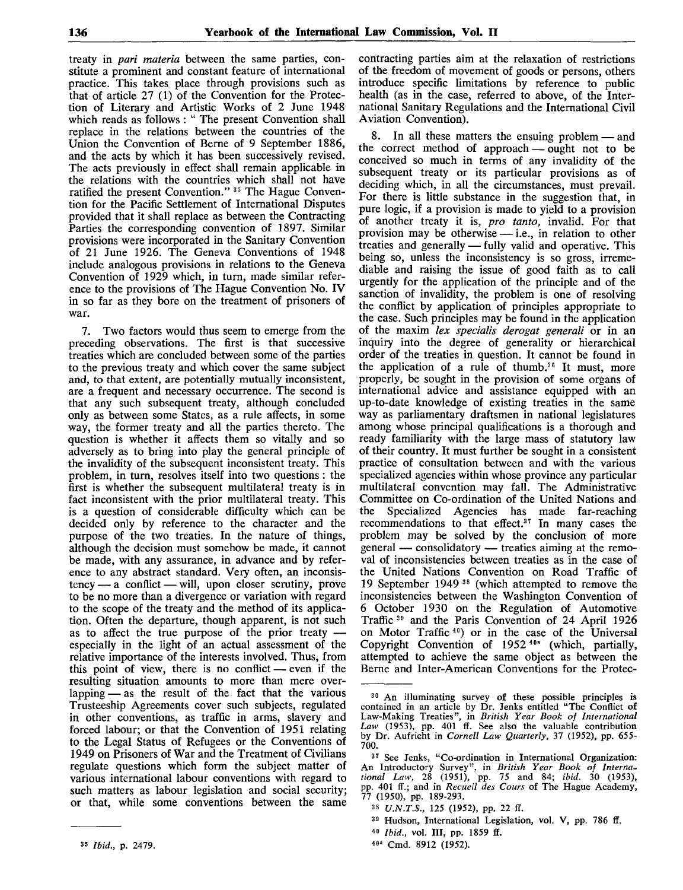treaty in *pari materia* between the same parties, constitute a prominent and constant feature of international practice. This takes place through provisions such as that of article 27 (1) of the Convention for the Protection of Literary and Artistic Works of 2 June 1948 which reads as follows : " The present Convention shall replace in the relations between the countries of the Union the Convention of Berne of 9 September 1886, and the acts by which it has been successively revised. The acts previously in effect shall remain applicable in the relations with the countries which shall not have ratified the present Convention." [35] The Hague Convention for the Pacific Settlement of International Disputes provided that it shall replace as between the Contracting Parties the corresponding convention of 1897. Similar provisions were incorporated in the Sanitary Convention of 21 June 1926. The Geneva Conventions of 1948 include analogous provisions in relations to the Geneva Convention of 1929 which, in turn, made similar reference to the provisions of The Hague Convention No. IV in so far as they bore on the treatment of prisoners of war.

7. Two factors would thus seem to emerge from the preceding observations. The first is that successive treaties which are concluded between some of the parties to the previous treaty and which cover the same subject and, to that extent, are potentially mutually inconsistent, are a frequent and necessary occurrence. The second is that any such subsequent treaty, although concluded only as between some States, as a rule affects, in some way, the former treaty and all the parties thereto. The question is whether it affects them so vitally and so adversely as to bring into play the general principle of the invalidity of the subsequent inconsistent treaty. This problem, in turn, resolves itself into two questions : the first is whether the subsequent multilateral treaty is in fact inconsistent with the prior multilateral treaty. This is a question of considerable difficulty which can be decided only by reference to the character and the purpose of the two treaties. In the nature of things, although the decision must somehow be made, it cannot be made, with any assurance, in advance and by reference to any abstract standard. Very often, an inconsistency — a conflict — will, upon closer scrutiny, prove to be no more than a divergence or variation with regard to the scope of the treaty and the method of its application. Often the departure, though apparent, is not such as to affect the true purpose of the prior treaty — especially in the light of an actual assessment of the relative importance of the interests involved. Thus, from this point of view, there is no conflict — even if the resulting situation amounts to more than mere overlapping — as the result of the fact that the various Trusteeship Agreements cover such subjects, regulated in other conventions, as traffic in arms, slavery and forced labour; or that the Convention of 1951 relating to the Legal Status of Refugees or the Conventions of 1949 on Prisoners of War and the Treatment of Civilians regulate questions which form the subject matter of various international labour conventions with regard to such matters as labour legislation and social security; or that, while some conventions between the same contracting parties aim at the relaxation of restrictions of the freedom of movement of goods or persons, others introduce specific limitations by reference to public health (as in the case, referred to above, of the International Sanitary Regulations and the International Civil Aviation Convention).

8. In all these matters the ensuing problem — and the correct method of approach — ought not to be conceived so much in terms of any invalidity of the subsequent treaty or its particular provisions as of deciding which, in all the circumstances, must prevail. For there is little substance in the suggestion that, in pure logic, if a provision is made to yield to a provision of another treaty it is, *pro tanto*, invalid. For that provision may be otherwise — i.e., in relation to other treaties and generally — fully valid and operative. This being so, unless the inconsistency is so gross, irremediable and raising the issue of good faith as to call urgently for the application of the principle and of the sanction of invalidity, the problem is one of resolving the conflict by application of principles appropriate to the case. Such principles may be found in the application of the maxim *lex specialis derogat generali* or in an inquiry into the degree of generality or hierarchical order of the treaties in question. It cannot be found in the application of a rule of thumb.[36] It must, more properly, be sought in the provision of some organs of international advice and assistance equipped with an up-to-date knowledge of existing treaties in the same way as parliamentary draftsmen in national legislatures among whose principal qualifications is a thorough and ready familiarity with the large mass of statutory law of their country. It must further be sought in a consistent practice of consultation between and with the various specialized agencies within whose province any particular multilateral convention may fall. The Administrative Committee on Co-ordination of the United Nations and the Specialized Agencies has made far-reaching recommendations to that effect.[37] In many cases the problem may be solved by the conclusion of more general — consolidatory — treaties aiming at the removal of inconsistencies between treaties as in the case of the United Nations Convention on Road Traffic of 19 September 1949 [38] (which attempted to remove the inconsistencies between the Washington Convention of 6 October 1930 on the Regulation of Automotive Traffic [39] and the Paris Convention of 24 April 1926 on Motor Traffic [40]) or in the case of the Universal Copyright Convention of 1952 [40a] (which, partially, attempted to achieve the same object as between the Berne and Inter-American Conventions for the Protec-

---

[35] *Ibid.*, p. 2479.

[36] An illuminating survey of these possible principles is contained in an article by Dr. Jenks entitled "The Conflict of Law-Making Treaties", in *British Year Book of International Law* (1953), pp. 401 ff. See also the valuable contribution by Dr. Aufricht in *Cornell Law Quarterly*, 37 (1952), pp. 655-700.

[37] See Jenks, "Co-ordination in International Organization: An Introductory Survey", in *British Year Book of International Law*, 28 (1951), pp. 75 and 84; *ibid.* 30 (1953), pp. 401 ff.; and in *Recueil des Cours* of The Hague Academy, 77 (1950), pp. 189-293.

[38] *U.N.T.S.*, 125 (1952), pp. 22 ff.

[39] Hudson, International Legislation, vol. V, pp. 786 ff.

[40] *Ibid.*, vol. III, pp. 1859 ff.

[40a] Cmd. 8912 (1952).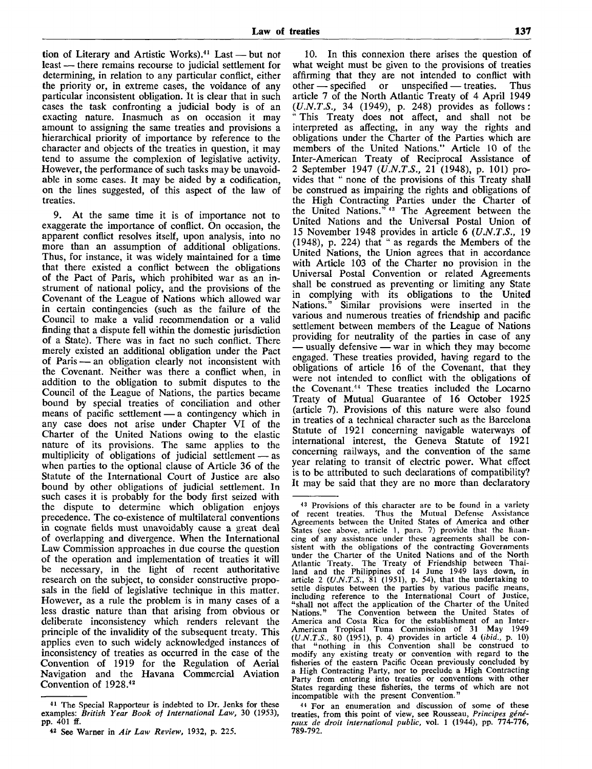tion of Literary and Artistic Works).[41] Last — but not least — there remains recourse to judicial settlement for determining, in relation to any particular conflict, either the priority or, in extreme cases, the voidance of any particular inconsistent obligation. It is clear that in such cases the task confronting a judicial body is of an exacting nature. Inasmuch as on occasion it may amount to assigning the same treaties and provisions a hierarchical priority of importance by reference to the character and objects of the treaties in question, it may tend to assume the complexion of legislative activity. However, the performance of such tasks may be unavoidable in some cases. It may be aided by a codification, on the lines suggested, of this aspect of the law of treaties.

9. At the same time it is of importance not to exaggerate the importance of conflict. On occasion, the apparent conflict resolves itself, upon analysis, into no more than an assumption of additional obligations. Thus, for instance, it was widely maintained for a time that there existed a conflict between the obligations of the Pact of Paris, which prohibited war as an instrument of national policy, and the provisions of the Covenant of the League of Nations which allowed war in certain contingencies (such as the failure of the Council to make a valid recommendation or a valid finding that a dispute fell within the domestic jurisdiction of a State). There was in fact no such conflict. There merely existed an additional obligation under the Pact of Paris — an obligation clearly not inconsistent with the Covenant. Neither was there a conflict when, in addition to the obligation to submit disputes to the Council of the League of Nations, the parties became bound by special treaties of conciliation and other means of pacific settlement — a contingency which in any case does not arise under Chapter VI of the Charter of the United Nations owing to the elastic nature of its provisions. The same applies to the multiplicity of obligations of judicial settlement — as when parties to the optional clause of Article 36 of the Statute of the International Court of Justice are also bound by other obligations of judicial settlement. In such cases it is probably for the body first seized with the dispute to determine which obligation enjoys precedence. The co-existence of multilateral conventions in cognate fields must unavoidably cause a great deal of overlapping and divergence. When the International Law Commission approaches in due course the question of the operation and implementation of treaties it will be necessary, in the light of recent authoritative research on the subject, to consider constructive proposals in the field of legislative technique in this matter. However, as a rule the problem is in many cases of a less drastic nature than that arising from obvious or deliberate inconsistency which renders relevant the principle of the invalidity of the subsequent treaty. This applies even to such widely acknowledged instances of inconsistency of treaties as occurred in the case of the Convention of 1919 for the Regulation of Aerial Navigation and the Havana Commercial Aviation Convention of 1928.[42]

10. In this connexion there arises the question of what weight must be given to the provisions of treaties affirming that they are not intended to conflict with other — specified or unspecified — treaties. Thus article 7 of the North Atlantic Treaty of 4 April 1949 (*U.N.T.S.,* 34 (1949), p. 248) provides as follows: "This Treaty does not affect, and shall not be interpreted as affecting, in any way the rights and obligations under the Charter of the Parties which are members of the United Nations." Article 10 of the Inter-American Treaty of Reciprocal Assistance of 2 September 1947 (*U.N.T.S.,* 21 (1948), p. 101) provides that "none of the provisions of this Treaty shall be construed as impairing the rights and obligations of the High Contracting Parties under the Charter of the United Nations."[43] The Agreement between the United Nations and the Universal Postal Union of 15 November 1948 provides in article 6 (*U.N.T.S.,* 19 (1948), p. 224) that "as regards the Members of the United Nations, the Union agrees that in accordance with Article 103 of the Charter no provision in the Universal Postal Convention or related Agreements shall be construed as preventing or limiting any State in complying with its obligations to the United Nations." Similar provisions were inserted in the various and numerous treaties of friendship and pacific settlement between members of the League of Nations providing for neutrality of the parties in case of any — usually defensive — war in which they may become engaged. These treaties provided, having regard to the obligations of article 16 of the Covenant, that they were not intended to conflict with the obligations of the Covenant.[44] These treaties included the Locarno Treaty of Mutual Guarantee of 16 October 1925 (article 7). Provisions of this nature were also found in treaties of a technical character such as the Barcelona Statute of 1921 concerning navigable waterways of international interest, the Geneva Statute of 1921 concerning railways, and the convention of the same year relating to transit of electric power. What effect is to be attributed to such declarations of compatibility? It may be said that they are no more than declaratory

---

[41] The Special Rapporteur is indebted to Dr. Jenks for these examples: *British Year Book of International Law,* 30 (1953), pp. 401 ff.

[42] See Warner in *Air Law Review,* 1932, p. 225.

[43] Provisions of this character are to be found in a variety of recent treaties. Thus the Mutual Defense Assistance Agreements between the United States of America and other States (see above, article 1, para. 7) provide that the financing of any assistance under these agreements shall be consistent with the obligations of the contracting Governments under the Charter of the United Nations and of the North Atlantic Treaty. The Treaty of Friendship between Thailand and the Philippines of 14 June 1949 lays down, in article 2 (*U.N.T.S.,* 81 (1951), p. 54), that the undertaking to settle disputes between the parties by various pacific means, including reference to the International Court of Justice, "shall not affect the application of the Charter of the United Nations." The Convention between the United States of America and Costa Rica for the establishment of an Inter-American Tropical Tuna Commission of 31 May 1949 (*U.N.T.S.,* 80 (1951), p. 4) provides in article 4 (*ibid.,* p. 10) that "nothing in this Convention shall be construed to modify any existing treaty or convention with regard to the fisheries of the eastern Pacific Ocean previously concluded by a High Contracting Party, nor to preclude a High Contracting Party from entering into treaties or conventions with other States regarding these fisheries, the terms of which are not incompatible with the present Convention."

[44] For an enumeration and discussion of some of these treaties, from this point of view, see Rousseau, *Principes généraux de droit international public,* vol. 1 (1944), pp. 774-776, 789-792.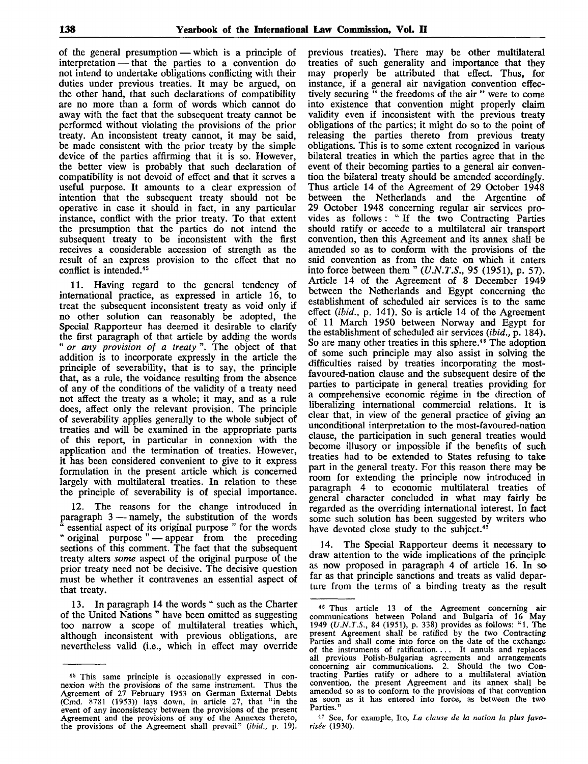of the general presumption — which is a principle of interpretation — that the parties to a convention do not intend to undertake obligations conflicting with their duties under previous treaties. It may be argued, on the other hand, that such declarations of compatibility are no more than a form of words which cannot do away with the fact that the subsequent treaty cannot be performed without violating the provisions of the prior treaty. An inconsistent treaty cannot, it may be said, be made consistent with the prior treaty by the simple device of the parties affirming that it is so. However, the better view is probably that such declaration of compatibility is not devoid of effect and that it serves a useful purpose. It amounts to a clear expression of intention that the subsequent treaty should not be operative in case it should in fact, in any particular instance, conflict with the prior treaty. To that extent the presumption that the parties do not intend the subsequent treaty to be inconsistent with the first receives a considerable accession of strength as the result of an express provision to the effect that no conflict is intended.[45]

11. Having regard to the general tendency of international practice, as expressed in article 16, to treat the subsequent inconsistent treaty as void only if no other solution can reasonably be adopted, the Special Rapporteur has deemed it desirable to clarify the first paragraph of that article by adding the words "*or any provision of a treaty*". The object of that addition is to incorporate expressly in the article the principle of severability, that is to say, the principle that, as a rule, the voidance resulting from the absence of any of the conditions of the validity of a treaty need not affect the treaty as a whole; it may, and as a rule does, affect only the relevant provision. The principle of severability applies generally to the whole subject of treaties and will be examined in the appropriate parts of this report, in particular in connexion with the application and the termination of treaties. However, it has been considered convenient to give to it express formulation in the present article which is concerned largely with multilateral treaties. In relation to these the principle of severability is of special importance.

12. The reasons for the change introduced in paragraph 3 — namely, the substitution of the words "essential aspect of its original purpose" for the words "original purpose" — appear from the preceding sections of this comment. The fact that the subsequent treaty alters *some* aspect of the original purpose of the prior treaty need not be decisive. The decisive question must be whether it contravenes an essential aspect of that treaty.

13. In paragraph 14 the words "such as the Charter of the United Nations" have been omitted as suggesting too narrow a scope of multilateral treaties which, although inconsistent with previous obligations, are nevertheless valid (i.e., which in effect may override previous treaties). There may be other multilateral treaties of such generality and importance that they may properly be attributed that effect. Thus, for instance, if a general air navigation convention effectively securing "the freedoms of the air" were to come into existence that convention might properly claim validity even if inconsistent with the previous treaty obligations of the parties; it might do so to the point of releasing the parties thereto from previous treaty obligations. This is to some extent recognized in various bilateral treaties in which the parties agree that in the event of their becoming parties to a general air convention the bilateral treaty should be amended accordingly. Thus article 14 of the Agreement of 29 October 1948 between the Netherlands and the Argentine of 29 October 1948 concerning regular air services provides as follows: "If the two Contracting Parties should ratify or accede to a multilateral air transport convention, then this Agreement and its annex shall be amended so as to conform with the provisions of the said convention as from the date on which it enters into force between them" (*U.N.T.S.*, 95 (1951), p. 57). Article 14 of the Agreement of 8 December 1949 between the Netherlands and Egypt concerning the establishment of scheduled air services is to the same effect (*ibid.*, p. 141). So is article 14 of the Agreement of 11 March 1950 between Norway and Egypt for the establishment of scheduled air services (*ibid.*, p. 184). So are many other treaties in this sphere.[46] The adoption of some such principle may also assist in solving the difficulties raised by treaties incorporating the most-favoured-nation clause and the subsequent desire of the parties to participate in general treaties providing for a comprehensive economic régime in the direction of liberalizing international commercial relations. It is clear that, in view of the general practice of giving an unconditional interpretation to the most-favoured-nation clause, the participation in such general treaties would become illusory or impossible if the benefits of such treaties had to be extended to States refusing to take part in the general treaty. For this reason there may be room for extending the principle now introduced in paragraph 4 to economic multilateral treaties of general character concluded in what may fairly be regarded as the overriding international interest. In fact some such solution has been suggested by writers who have devoted close study to the subject.[47]

14. The Special Rapporteur deems it necessary to draw attention to the wide implications of the principle as now proposed in paragraph 4 of article 16. In so far as that principle sanctions and treats as valid departure from the terms of a binding treaty as the result

---

[45] This same principle is occasionally expressed in connexion with the provisions of the same instrument. Thus the Agreement of 27 February 1953 on German External Debts (Cmd. 8781 (1953)) lays down, in article 27, that "in the event of any inconsistency between the provisions of the present Agreement and the provisions of any of the Annexes thereto, the provisions of the Agreement shall prevail" (*ibid.*, p. 19).

[46] Thus article 13 of the Agreement concerning air communications between Poland and Bulgaria of 16 May 1949 (*U.N.T.S.*, 84 (1951), p. 338) provides as follows: "1. The present Agreement shall be ratified by the two Contracting Parties and shall come into force on the date of the exchange of the instruments of ratification.... It annuls and replaces all previous Polish-Bulgarian agreements and arrangements concerning air communications. 2. Should the two Contracting Parties ratify or adhere to a multilateral aviation convention, the present Agreement and its annex shall be amended so as to conform to the provisions of that convention as soon as it has entered into force, as between the two Parties."

[47] See, for example, Ito, *La clause de la nation la plus favorisée* (1930).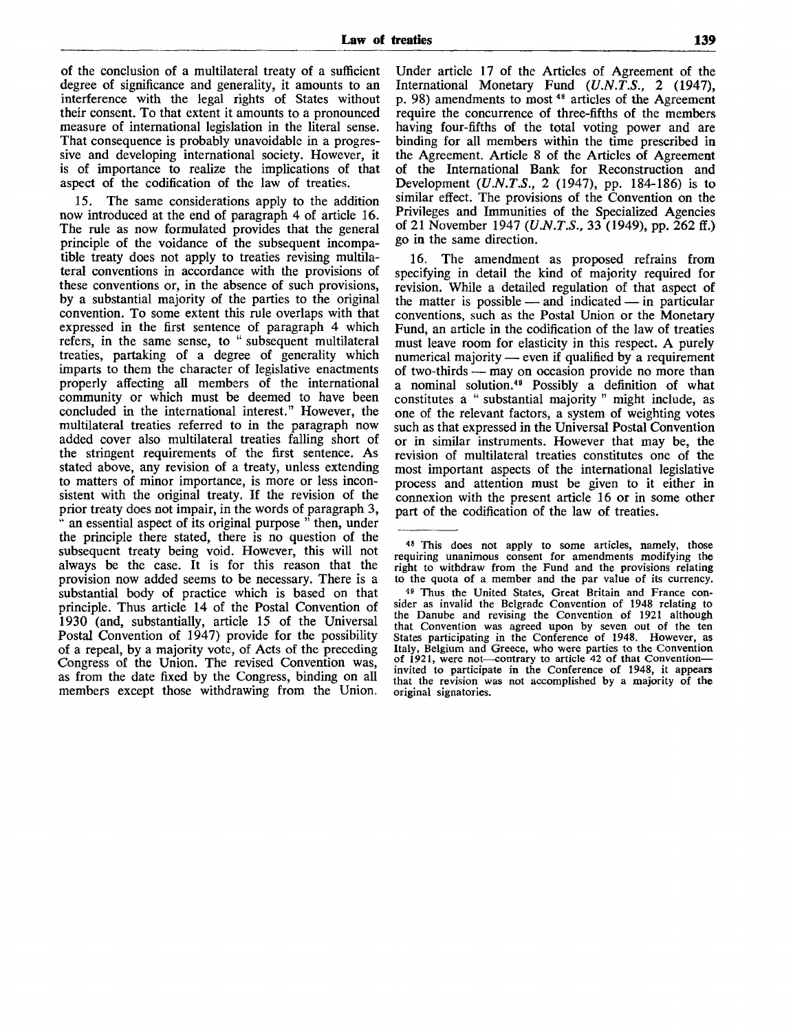of the conclusion of a multilateral treaty of a sufficient degree of significance and generality, it amounts to an interference with the legal rights of States without their consent. To that extent it amounts to a pronounced measure of international legislation in the literal sense. That consequence is probably unavoidable in a progressive and developing international society. However, it is of importance to realize the implications of that aspect of the codification of the law of treaties.

15. The same considerations apply to the addition now introduced at the end of paragraph 4 of article 16. The rule as now formulated provides that the general principle of the voidance of the subsequent incompatible treaty does not apply to treaties revising multilateral conventions in accordance with the provisions of these conventions or, in the absence of such provisions, by a substantial majority of the parties to the original convention. To some extent this rule overlaps with that expressed in the first sentence of paragraph 4 which refers, in the same sense, to " subsequent multilateral treaties, partaking of a degree of generality which imparts to them the character of legislative enactments properly affecting all members of the international community or which must be deemed to have been concluded in the international interest." However, the multilateral treaties referred to in the paragraph now added cover also multilateral treaties falling short of the stringent requirements of the first sentence. As stated above, any revision of a treaty, unless extending to matters of minor importance, is more or less inconsistent with the original treaty. If the revision of the prior treaty does not impair, in the words of paragraph 3, " an essential aspect of its original purpose " then, under the principle there stated, there is no question of the subsequent treaty being void. However, this will not always be the case. It is for this reason that the provision now added seems to be necessary. There is a substantial body of practice which is based on that principle. Thus article 14 of the Postal Convention of 1930 (and, substantially, article 15 of the Universal Postal Convention of 1947) provide for the possibility of a repeal, by a majority vote, of Acts of the preceding Congress of the Union. The revised Convention was, as from the date fixed by the Congress, binding on all members except those withdrawing from the Union. Under article 17 of the Articles of Agreement of the International Monetary Fund (*U.N.T.S.*, 2 (1947), p. 98) amendments to most[48] articles of the Agreement require the concurrence of three-fifths of the members having four-fifths of the total voting power and are binding for all members within the time prescribed in the Agreement. Article 8 of the Articles of Agreement of the International Bank for Reconstruction and Development (*U.N.T.S.*, 2 (1947), pp. 184-186) is to similar effect. The provisions of the Convention on the Privileges and Immunities of the Specialized Agencies of 21 November 1947 (*U.N.T.S.*, 33 (1949), pp. 262 ff.) go in the same direction.

16. The amendment as proposed refrains from specifying in detail the kind of majority required for revision. While a detailed regulation of that aspect of the matter is possible — and indicated — in particular conventions, such as the Postal Union or the Monetary Fund, an article in the codification of the law of treaties must leave room for elasticity in this respect. A purely numerical majority — even if qualified by a requirement of two-thirds — may on occasion provide no more than a nominal solution.[49] Possibly a definition of what constitutes a " substantial majority " might include, as one of the relevant factors, a system of weighting votes such as that expressed in the Universal Postal Convention or in similar instruments. However that may be, the revision of multilateral treaties constitutes one of the most important aspects of the international legislative process and attention must be given to it either in connexion with the present article 16 or in some other part of the codification of the law of treaties.

---

[48] This does not apply to some articles, namely, those requiring unanimous consent for amendments modifying the right to withdraw from the Fund and the provisions relating to the quota of a member and the par value of its currency.

[49] Thus the United States, Great Britain and France consider as invalid the Belgrade Convention of 1948 relating to the Danube and revising the Convention of 1921 although that Convention was agreed upon by seven out of the ten States participating in the Conference of 1948. However, as Italy, Belgium and Greece, who were parties to the Convention of 1921, were not—contrary to article 42 of that Convention—invited to participate in the Conference of 1948, it appears that the revision was not accomplished by a majority of the original signatories.